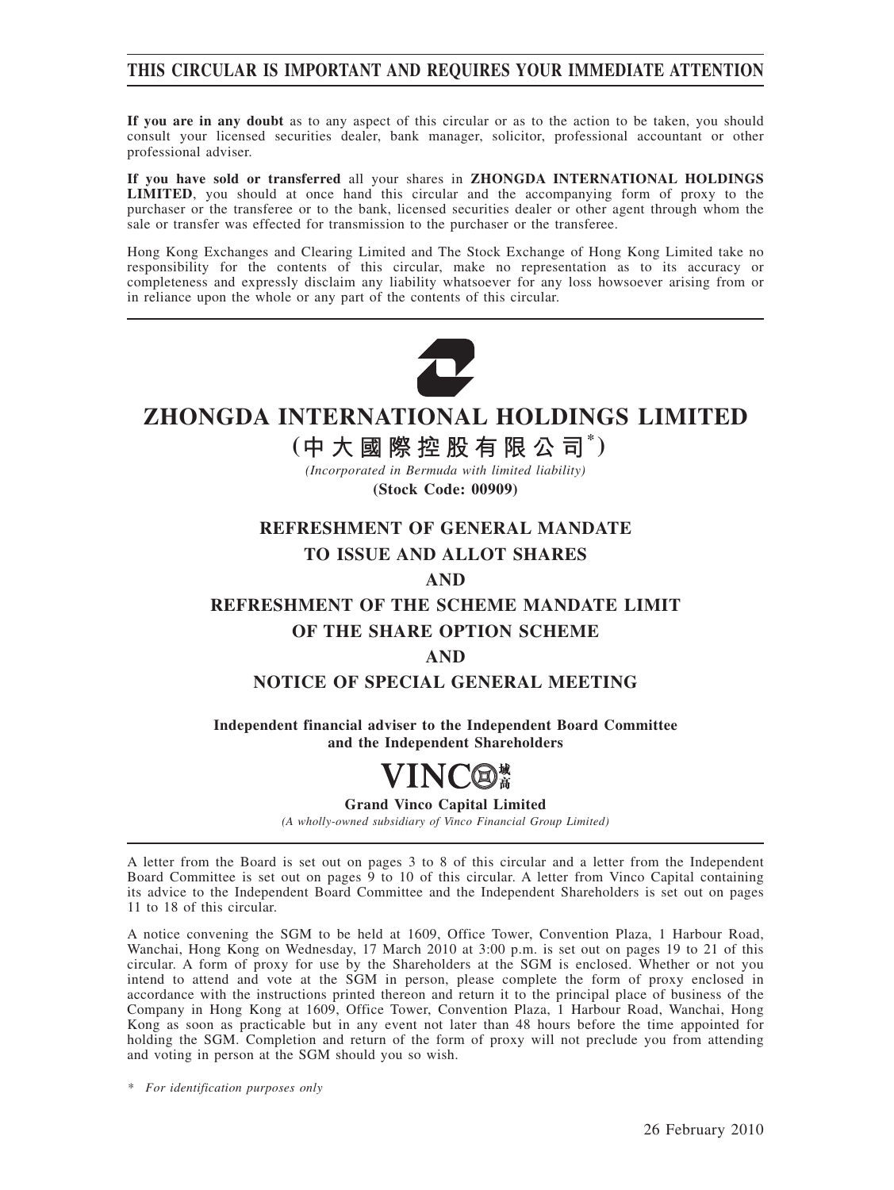**THIS CIRCULAR IS IMPORTANT AND REQUIRES YOUR IMMEDIATE ATTENTION**

**If you are in any doubt** as to any aspect of this circular or as to the action to be taken, you should consult your licensed securities dealer, bank manager, solicitor, professional accountant or other professional adviser.

**If you have sold or transferred** all your shares in **ZHONGDA INTERNATIONAL HOLDINGS LIMITED**, you should at once hand this circular and the accompanying form of proxy to the purchaser or the transferee or to the bank, licensed securities dealer or other agent through whom the sale or transfer was effected for transmission to the purchaser or the transferee.

Hong Kong Exchanges and Clearing Limited and The Stock Exchange of Hong Kong Limited take no responsibility for the contents of this circular, make no representation as to its accuracy or completeness and expressly disclaim any liability whatsoever for any loss howsoever arising from or in reliance upon the whole or any part of the contents of this circular.

# ZHONGDA INTERNATIONAL HOLDINGS LIMITED

## (中大國際控股有限公司*)

*(Incorporated in Bermuda with limited liability)*

**(Stock Code: 00909)**

## REFRESHMENT OF GENERAL MANDATE TO ISSUE AND ALLOT SHARES AND REFRESHMENT OF THE SCHEME MANDATE LIMIT OF THE SHARE OPTION SCHEME AND NOTICE OF SPECIAL GENERAL MEETING

**Independent financial adviser to the Independent Board Committee and the Independent Shareholders**

**VINCO 域高**

**Grand Vinco Capital Limited**

*(A wholly-owned subsidiary of Vinco Financial Group Limited)*

A letter from the Board is set out on pages 3 to 8 of this circular and a letter from the Independent Board Committee is set out on pages 9 to 10 of this circular. A letter from Vinco Capital containing its advice to the Independent Board Committee and the Independent Shareholders is set out on pages 11 to 18 of this circular.

A notice convening the SGM to be held at 1609, Office Tower, Convention Plaza, 1 Harbour Road, Wanchai, Hong Kong on Wednesday, 17 March 2010 at 3:00 p.m. is set out on pages 19 to 21 of this circular. A form of proxy for use by the Shareholders at the SGM is enclosed. Whether or not you intend to attend and vote at the SGM in person, please complete the form of proxy enclosed in accordance with the instructions printed thereon and return it to the principal place of business of the Company in Hong Kong at 1609, Office Tower, Convention Plaza, 1 Harbour Road, Wanchai, Hong Kong as soon as practicable but in any event not later than 48 hours before the time appointed for holding the SGM. Completion and return of the form of proxy will not preclude you from attending and voting in person at the SGM should you so wish.

\* *For identification purposes only*

26 February 2010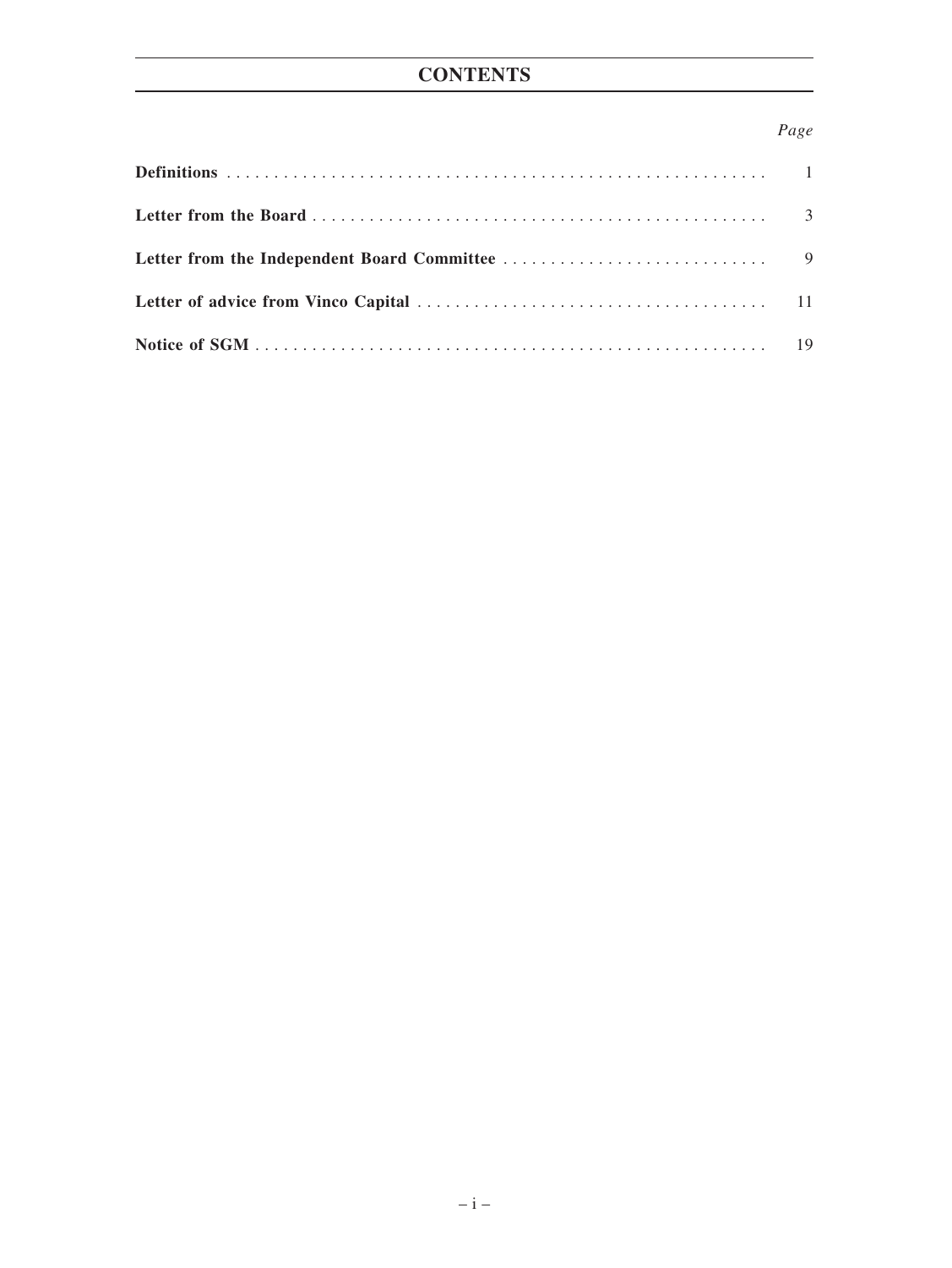# CONTENTS

| | *Page* |
|---|---|
| **Definitions** | 1 |
| **Letter from the Board** | 3 |
| **Letter from the Independent Board Committee** | 9 |
| **Letter of advice from Vinco Capital** | 11 |
| **Notice of SGM** | 19 |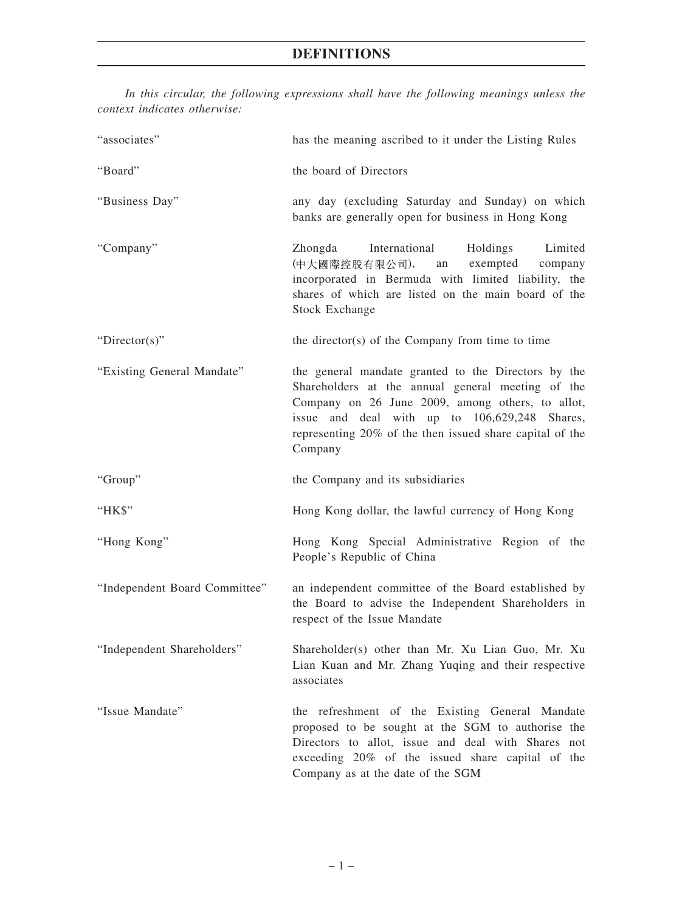# DEFINITIONS

*In this circular, the following expressions shall have the following meanings unless the context indicates otherwise:*

| | |
|---|---|
| "associates" | has the meaning ascribed to it under the Listing Rules |
| "Board" | the board of Directors |
| "Business Day" | any day (excluding Saturday and Sunday) on which banks are generally open for business in Hong Kong |
| "Company" | Zhongda International Holdings Limited (中大國際控股有限公司), an exempted company incorporated in Bermuda with limited liability, the shares of which are listed on the main board of the Stock Exchange |
| "Director(s)" | the director(s) of the Company from time to time |
| "Existing General Mandate" | the general mandate granted to the Directors by the Shareholders at the annual general meeting of the Company on 26 June 2009, among others, to allot, issue and deal with up to 106,629,248 Shares, representing 20% of the then issued share capital of the Company |
| "Group" | the Company and its subsidiaries |
| "HK$" | Hong Kong dollar, the lawful currency of Hong Kong |
| "Hong Kong" | Hong Kong Special Administrative Region of the People's Republic of China |
| "Independent Board Committee" | an independent committee of the Board established by the Board to advise the Independent Shareholders in respect of the Issue Mandate |
| "Independent Shareholders" | Shareholder(s) other than Mr. Xu Lian Guo, Mr. Xu Lian Kuan and Mr. Zhang Yuqing and their respective associates |
| "Issue Mandate" | the refreshment of the Existing General Mandate proposed to be sought at the SGM to authorise the Directors to allot, issue and deal with Shares not exceeding 20% of the issued share capital of the Company as at the date of the SGM |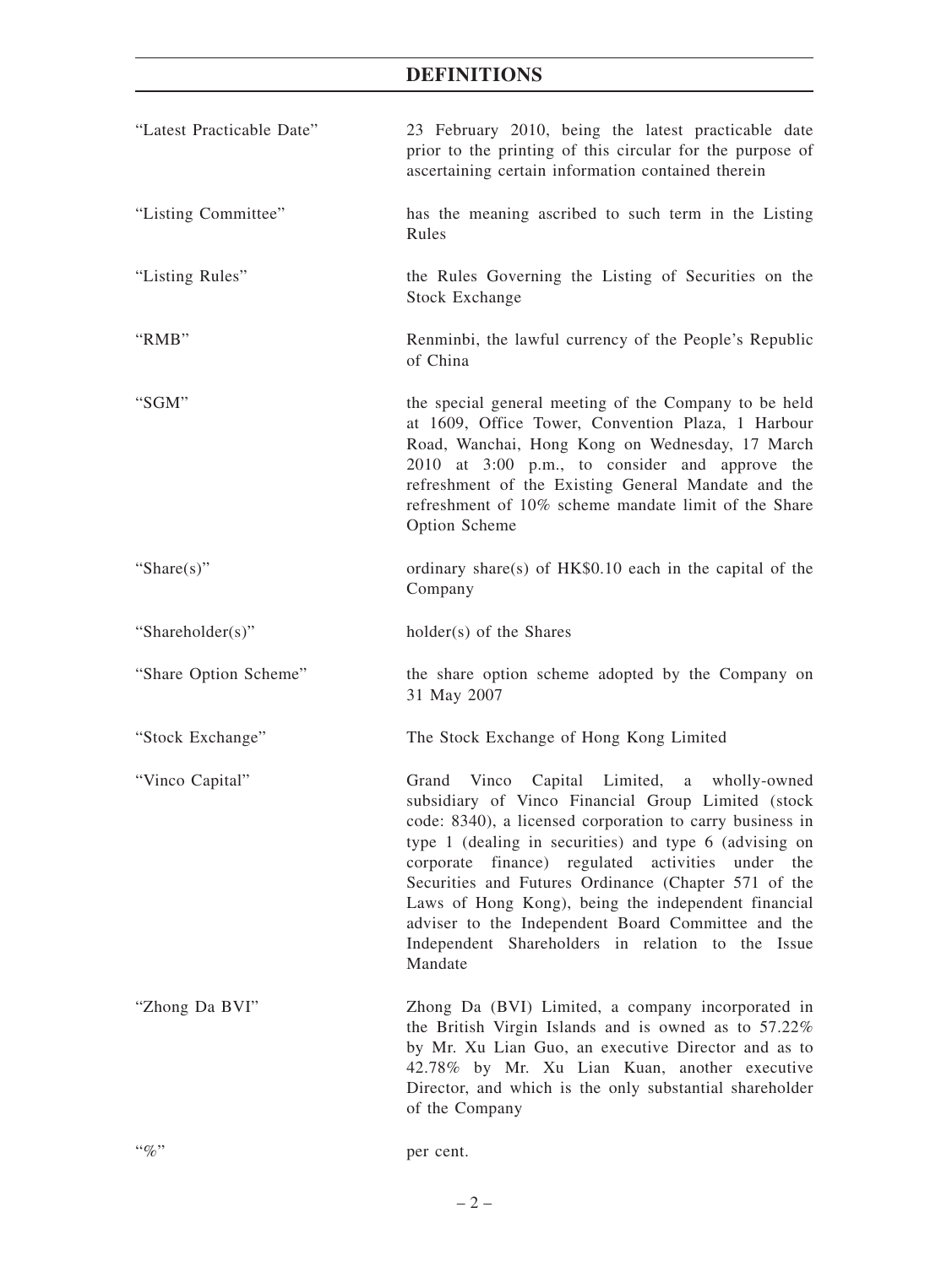# DEFINITIONS

| | |
|---|---|
| "Latest Practicable Date" | 23 February 2010, being the latest practicable date prior to the printing of this circular for the purpose of ascertaining certain information contained therein |
| "Listing Committee" | has the meaning ascribed to such term in the Listing Rules |
| "Listing Rules" | the Rules Governing the Listing of Securities on the Stock Exchange |
| "RMB" | Renminbi, the lawful currency of the People's Republic of China |
| "SGM" | the special general meeting of the Company to be held at 1609, Office Tower, Convention Plaza, 1 Harbour Road, Wanchai, Hong Kong on Wednesday, 17 March 2010 at 3:00 p.m., to consider and approve the refreshment of the Existing General Mandate and the refreshment of 10% scheme mandate limit of the Share Option Scheme |
| "Share(s)" | ordinary share(s) of HK$0.10 each in the capital of the Company |
| "Shareholder(s)" | holder(s) of the Shares |
| "Share Option Scheme" | the share option scheme adopted by the Company on 31 May 2007 |
| "Stock Exchange" | The Stock Exchange of Hong Kong Limited |
| "Vinco Capital" | Grand Vinco Capital Limited, a wholly-owned subsidiary of Vinco Financial Group Limited (stock code: 8340), a licensed corporation to carry business in type 1 (dealing in securities) and type 6 (advising on corporate finance) regulated activities under the Securities and Futures Ordinance (Chapter 571 of the Laws of Hong Kong), being the independent financial adviser to the Independent Board Committee and the Independent Shareholders in relation to the Issue Mandate |
| "Zhong Da BVI" | Zhong Da (BVI) Limited, a company incorporated in the British Virgin Islands and is owned as to 57.22% by Mr. Xu Lian Guo, an executive Director and as to 42.78% by Mr. Xu Lian Kuan, another executive Director, and which is the only substantial shareholder of the Company |
| "%" | per cent. |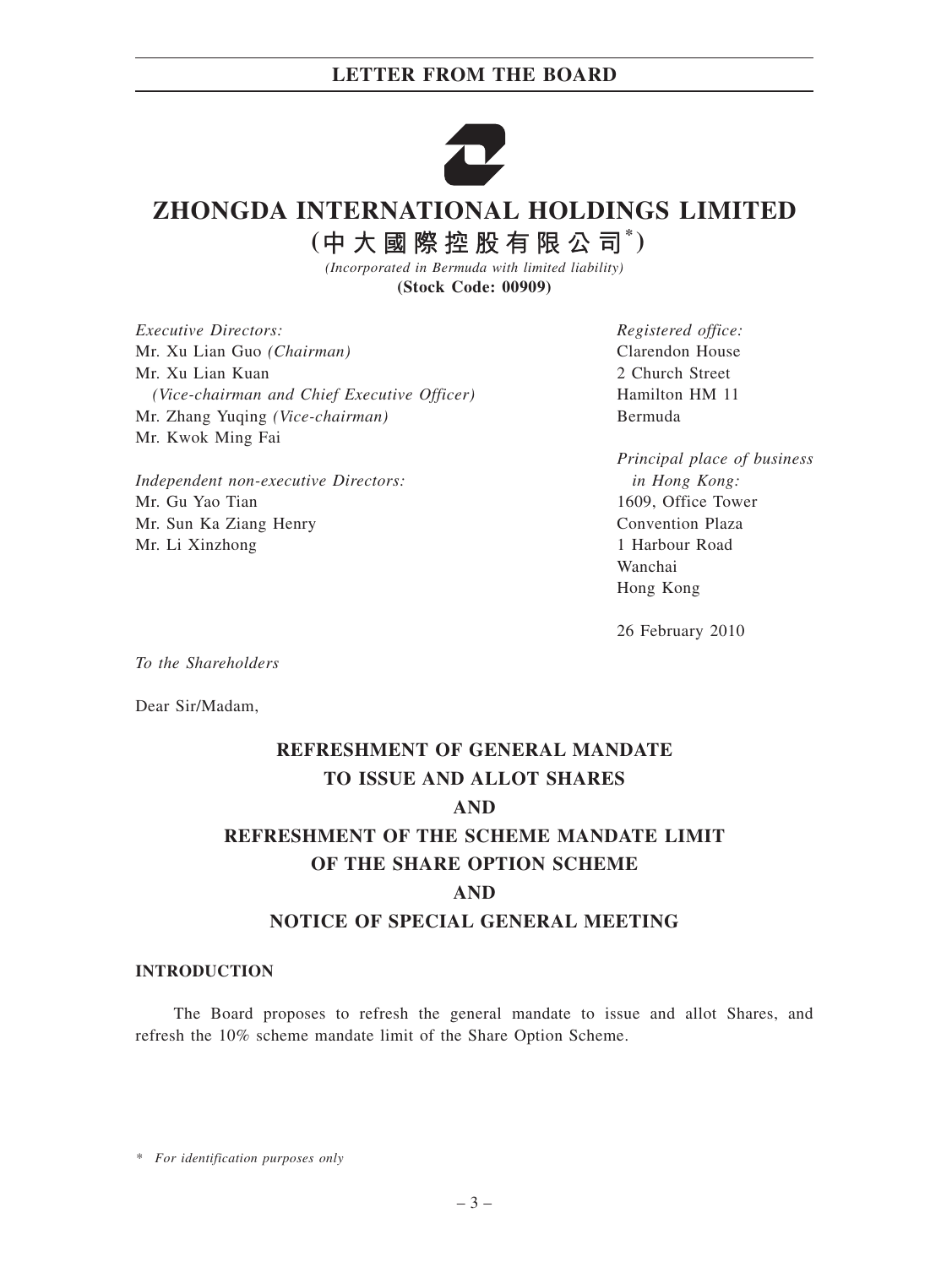# ZHONGDA INTERNATIONAL HOLDINGS LIMITED

## (中大國際控股有限公司*)

*(Incorporated in Bermuda with limited liability)*

**(Stock Code: 00909)**

*Executive Directors:*
Mr. Xu Lian Guo *(Chairman)*
Mr. Xu Lian Kuan
*(Vice-chairman and Chief Executive Officer)*
Mr. Zhang Yuqing *(Vice-chairman)*
Mr. Kwok Ming Fai

*Independent non-executive Directors:*
Mr. Gu Yao Tian
Mr. Sun Ka Ziang Henry
Mr. Li Xinzhong

*Registered office:*
Clarendon House
2 Church Street
Hamilton HM 11
Bermuda

*Principal place of business in Hong Kong:*
1609, Office Tower
Convention Plaza
1 Harbour Road
Wanchai
Hong Kong

26 February 2010

*To the Shareholders*

Dear Sir/Madam,

**REFRESHMENT OF GENERAL MANDATE TO ISSUE AND ALLOT SHARES AND REFRESHMENT OF THE SCHEME MANDATE LIMIT OF THE SHARE OPTION SCHEME AND NOTICE OF SPECIAL GENERAL MEETING**

**INTRODUCTION**

The Board proposes to refresh the general mandate to issue and allot Shares, and refresh the 10% scheme mandate limit of the Share Option Scheme.

\* *For identification purposes only*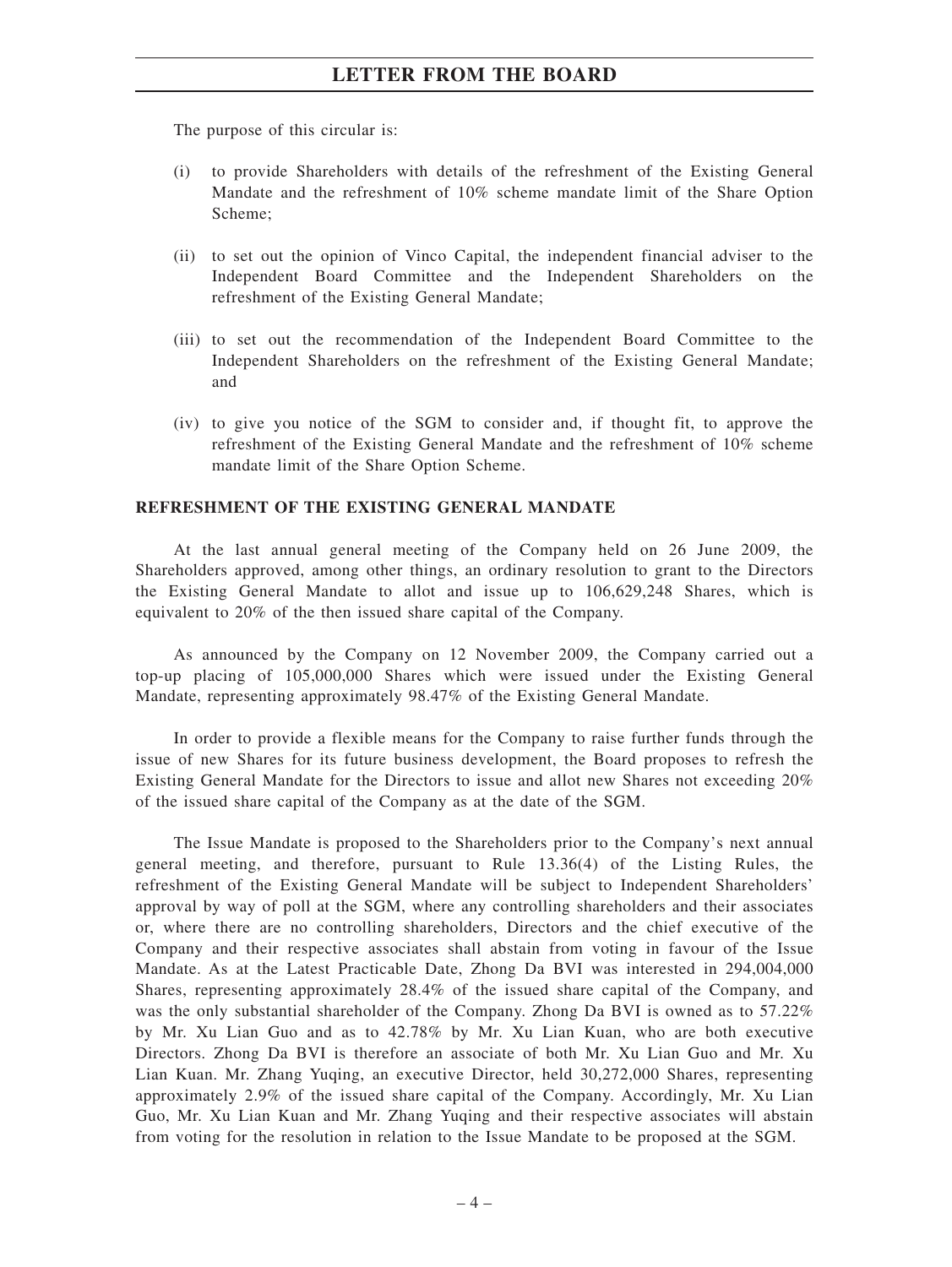The purpose of this circular is:

(i) to provide Shareholders with details of the refreshment of the Existing General Mandate and the refreshment of 10% scheme mandate limit of the Share Option Scheme;

(ii) to set out the opinion of Vinco Capital, the independent financial adviser to the Independent Board Committee and the Independent Shareholders on the refreshment of the Existing General Mandate;

(iii) to set out the recommendation of the Independent Board Committee to the Independent Shareholders on the refreshment of the Existing General Mandate; and

(iv) to give you notice of the SGM to consider and, if thought fit, to approve the refreshment of the Existing General Mandate and the refreshment of 10% scheme mandate limit of the Share Option Scheme.

## REFRESHMENT OF THE EXISTING GENERAL MANDATE

At the last annual general meeting of the Company held on 26 June 2009, the Shareholders approved, among other things, an ordinary resolution to grant to the Directors the Existing General Mandate to allot and issue up to 106,629,248 Shares, which is equivalent to 20% of the then issued share capital of the Company.

As announced by the Company on 12 November 2009, the Company carried out a top-up placing of 105,000,000 Shares which were issued under the Existing General Mandate, representing approximately 98.47% of the Existing General Mandate.

In order to provide a flexible means for the Company to raise further funds through the issue of new Shares for its future business development, the Board proposes to refresh the Existing General Mandate for the Directors to issue and allot new Shares not exceeding 20% of the issued share capital of the Company as at the date of the SGM.

The Issue Mandate is proposed to the Shareholders prior to the Company's next annual general meeting, and therefore, pursuant to Rule 13.36(4) of the Listing Rules, the refreshment of the Existing General Mandate will be subject to Independent Shareholders' approval by way of poll at the SGM, where any controlling shareholders and their associates or, where there are no controlling shareholders, Directors and the chief executive of the Company and their respective associates shall abstain from voting in favour of the Issue Mandate. As at the Latest Practicable Date, Zhong Da BVI was interested in 294,004,000 Shares, representing approximately 28.4% of the issued share capital of the Company, and was the only substantial shareholder of the Company. Zhong Da BVI is owned as to 57.22% by Mr. Xu Lian Guo and as to 42.78% by Mr. Xu Lian Kuan, who are both executive Directors. Zhong Da BVI is therefore an associate of both Mr. Xu Lian Guo and Mr. Xu Lian Kuan. Mr. Zhang Yuqing, an executive Director, held 30,272,000 Shares, representing approximately 2.9% of the issued share capital of the Company. Accordingly, Mr. Xu Lian Guo, Mr. Xu Lian Kuan and Mr. Zhang Yuqing and their respective associates will abstain from voting for the resolution in relation to the Issue Mandate to be proposed at the SGM.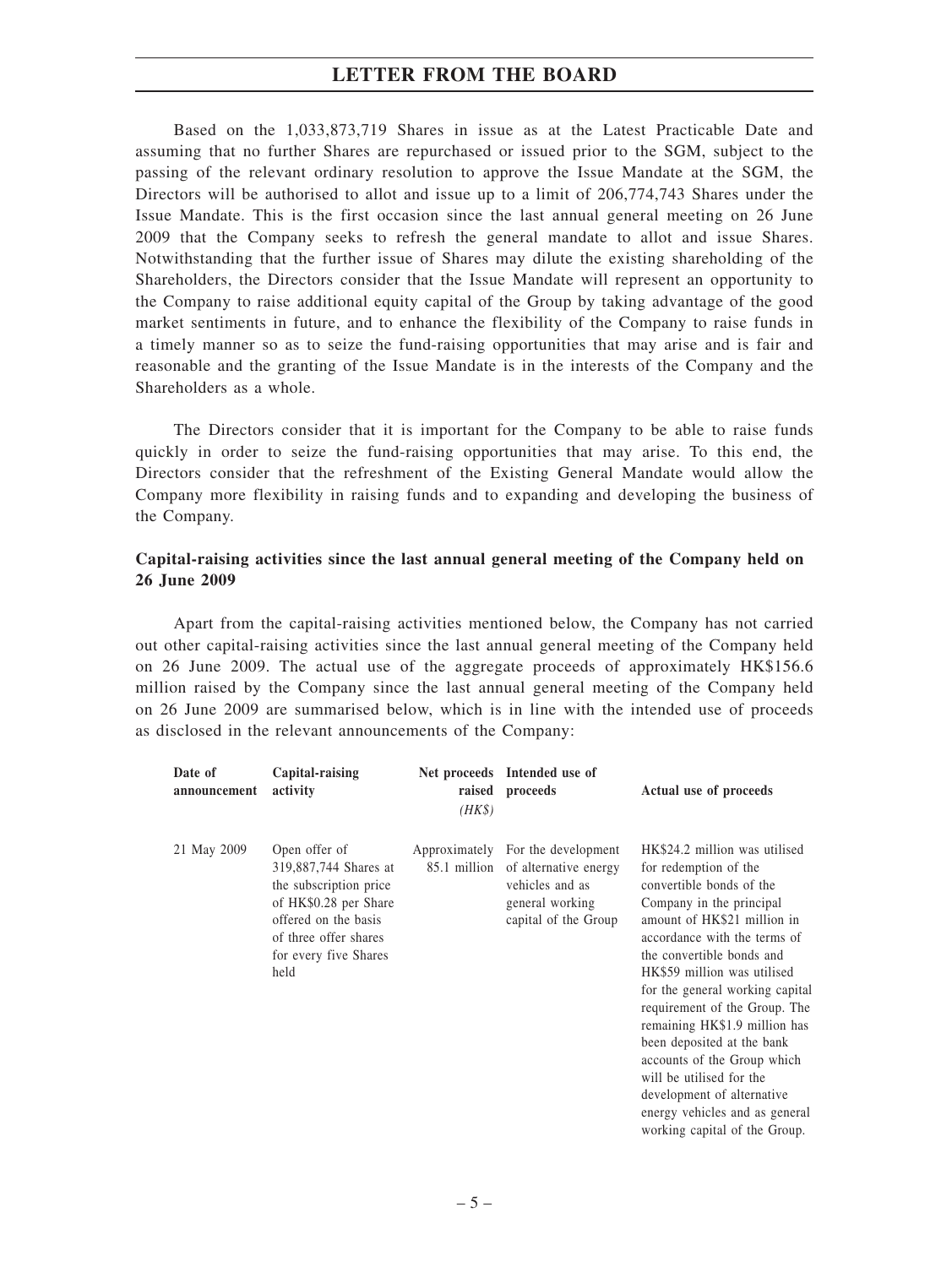Based on the 1,033,873,719 Shares in issue as at the Latest Practicable Date and assuming that no further Shares are repurchased or issued prior to the SGM, subject to the passing of the relevant ordinary resolution to approve the Issue Mandate at the SGM, the Directors will be authorised to allot and issue up to a limit of 206,774,743 Shares under the Issue Mandate. This is the first occasion since the last annual general meeting on 26 June 2009 that the Company seeks to refresh the general mandate to allot and issue Shares. Notwithstanding that the further issue of Shares may dilute the existing shareholding of the Shareholders, the Directors consider that the Issue Mandate will represent an opportunity to the Company to raise additional equity capital of the Group by taking advantage of the good market sentiments in future, and to enhance the flexibility of the Company to raise funds in a timely manner so as to seize the fund-raising opportunities that may arise and is fair and reasonable and the granting of the Issue Mandate is in the interests of the Company and the Shareholders as a whole.

The Directors consider that it is important for the Company to be able to raise funds quickly in order to seize the fund-raising opportunities that may arise. To this end, the Directors consider that the refreshment of the Existing General Mandate would allow the Company more flexibility in raising funds and to expanding and developing the business of the Company.

**Capital-raising activities since the last annual general meeting of the Company held on 26 June 2009**

Apart from the capital-raising activities mentioned below, the Company has not carried out other capital-raising activities since the last annual general meeting of the Company held on 26 June 2009. The actual use of the aggregate proceeds of approximately HK$156.6 million raised by the Company since the last annual general meeting of the Company held on 26 June 2009 are summarised below, which is in line with the intended use of proceeds as disclosed in the relevant announcements of the Company:

| Date of announcement | Capital-raising activity | Net proceeds raised *(HK$)* | Intended use of proceeds | Actual use of proceeds |
|---|---|---|---|---|
| 21 May 2009 | Open offer of 319,887,744 Shares at the subscription price of HK$0.28 per Share offered on the basis of three offer shares for every five Shares held | Approximately 85.1 million | For the development of alternative energy vehicles and as general working capital of the Group | HK$24.2 million was utilised for redemption of the convertible bonds of the Company in the principal amount of HK$21 million in accordance with the terms of the convertible bonds and HK$59 million was utilised for the general working capital requirement of the Group. The remaining HK$1.9 million has been deposited at the bank accounts of the Group which will be utilised for the development of alternative energy vehicles and as general working capital of the Group. |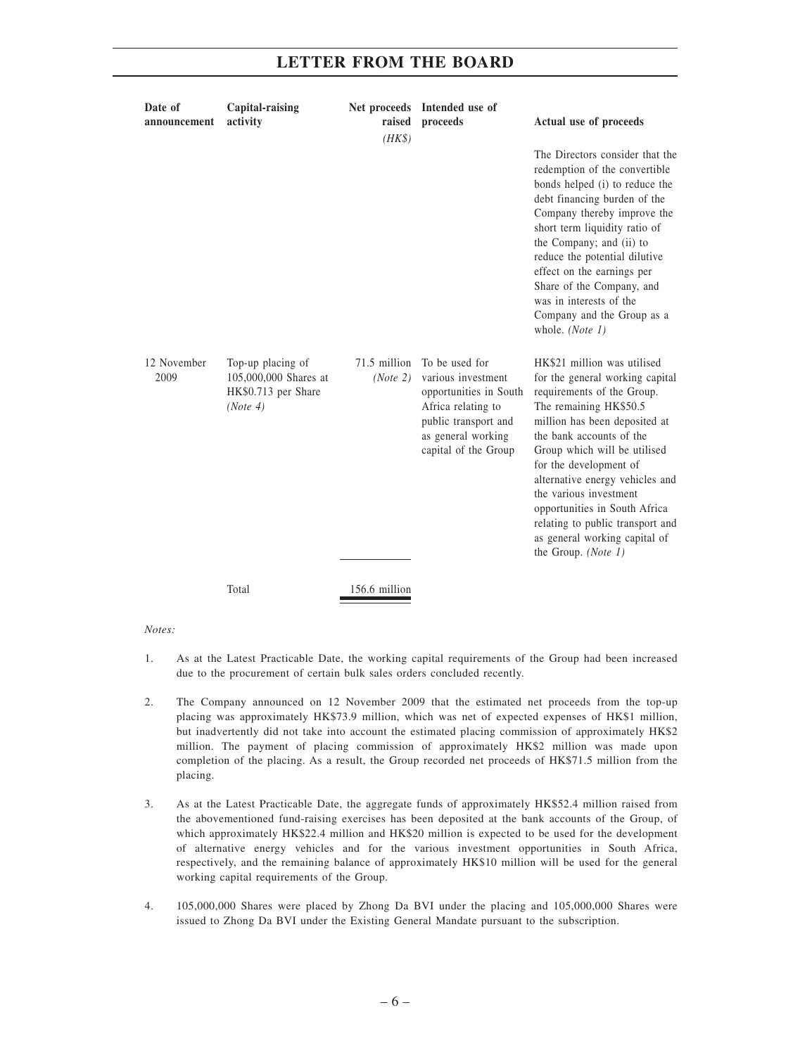| Date of announcement | Capital-raising activity | Net proceeds raised *(HK$)* | Intended use of proceeds | Actual use of proceeds |
|---|---|---|---|---|
| | | | | The Directors consider that the redemption of the convertible bonds helped (i) to reduce the debt financing burden of the Company thereby improve the short term liquidity ratio of the Company; and (ii) to reduce the potential dilutive effect on the earnings per Share of the Company, and was in interests of the Company and the Group as a whole. *(Note 1)* |
| 12 November 2009 | Top-up placing of 105,000,000 Shares at HK$0.713 per Share *(Note 4)* | 71.5 million *(Note 2)* | To be used for various investment opportunities in South Africa relating to public transport and as general working capital of the Group | HK$21 million was utilised for the general working capital requirements of the Group. The remaining HK$50.5 million has been deposited at the bank accounts of the Group which will be utilised for the development of alternative energy vehicles and the various investment opportunities in South Africa relating to public transport and as general working capital of the Group. *(Note 1)* |
| | Total | 156.6 million | | |

*Notes:*

1. As at the Latest Practicable Date, the working capital requirements of the Group had been increased due to the procurement of certain bulk sales orders concluded recently.

2. The Company announced on 12 November 2009 that the estimated net proceeds from the top-up placing was approximately HK$73.9 million, which was net of expected expenses of HK$1 million, but inadvertently did not take into account the estimated placing commission of approximately HK$2 million. The payment of placing commission of approximately HK$2 million was made upon completion of the placing. As a result, the Group recorded net proceeds of HK$71.5 million from the placing.

3. As at the Latest Practicable Date, the aggregate funds of approximately HK$52.4 million raised from the abovementioned fund-raising exercises has been deposited at the bank accounts of the Group, of which approximately HK$22.4 million and HK$20 million is expected to be used for the development of alternative energy vehicles and for the various investment opportunities in South Africa, respectively, and the remaining balance of approximately HK$10 million will be used for the general working capital requirements of the Group.

4. 105,000,000 Shares were placed by Zhong Da BVI under the placing and 105,000,000 Shares were issued to Zhong Da BVI under the Existing General Mandate pursuant to the subscription.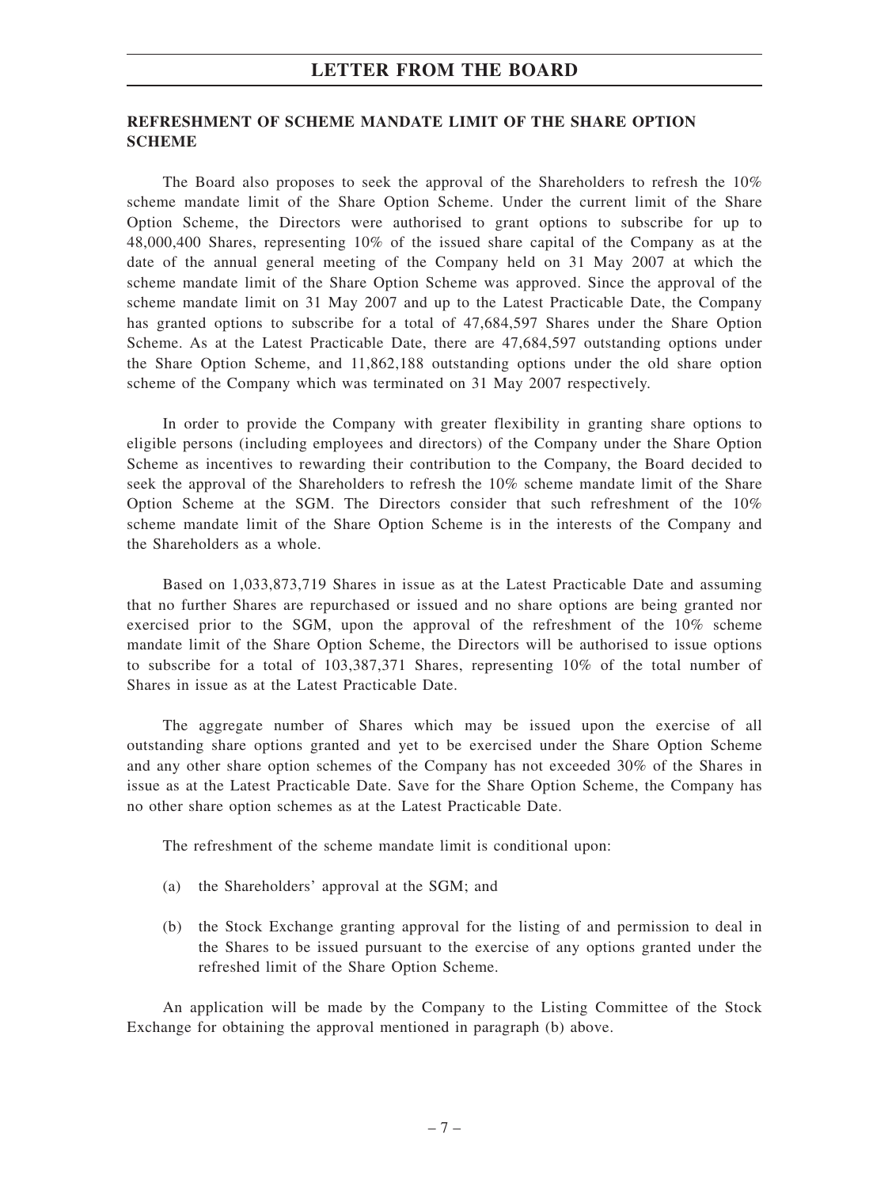## REFRESHMENT OF SCHEME MANDATE LIMIT OF THE SHARE OPTION SCHEME

The Board also proposes to seek the approval of the Shareholders to refresh the 10% scheme mandate limit of the Share Option Scheme. Under the current limit of the Share Option Scheme, the Directors were authorised to grant options to subscribe for up to 48,000,400 Shares, representing 10% of the issued share capital of the Company as at the date of the annual general meeting of the Company held on 31 May 2007 at which the scheme mandate limit of the Share Option Scheme was approved. Since the approval of the scheme mandate limit on 31 May 2007 and up to the Latest Practicable Date, the Company has granted options to subscribe for a total of 47,684,597 Shares under the Share Option Scheme. As at the Latest Practicable Date, there are 47,684,597 outstanding options under the Share Option Scheme, and 11,862,188 outstanding options under the old share option scheme of the Company which was terminated on 31 May 2007 respectively.

In order to provide the Company with greater flexibility in granting share options to eligible persons (including employees and directors) of the Company under the Share Option Scheme as incentives to rewarding their contribution to the Company, the Board decided to seek the approval of the Shareholders to refresh the 10% scheme mandate limit of the Share Option Scheme at the SGM. The Directors consider that such refreshment of the 10% scheme mandate limit of the Share Option Scheme is in the interests of the Company and the Shareholders as a whole.

Based on 1,033,873,719 Shares in issue as at the Latest Practicable Date and assuming that no further Shares are repurchased or issued and no share options are being granted nor exercised prior to the SGM, upon the approval of the refreshment of the 10% scheme mandate limit of the Share Option Scheme, the Directors will be authorised to issue options to subscribe for a total of 103,387,371 Shares, representing 10% of the total number of Shares in issue as at the Latest Practicable Date.

The aggregate number of Shares which may be issued upon the exercise of all outstanding share options granted and yet to be exercised under the Share Option Scheme and any other share option schemes of the Company has not exceeded 30% of the Shares in issue as at the Latest Practicable Date. Save for the Share Option Scheme, the Company has no other share option schemes as at the Latest Practicable Date.

The refreshment of the scheme mandate limit is conditional upon:

(a) the Shareholders' approval at the SGM; and

(b) the Stock Exchange granting approval for the listing of and permission to deal in the Shares to be issued pursuant to the exercise of any options granted under the refreshed limit of the Share Option Scheme.

An application will be made by the Company to the Listing Committee of the Stock Exchange for obtaining the approval mentioned in paragraph (b) above.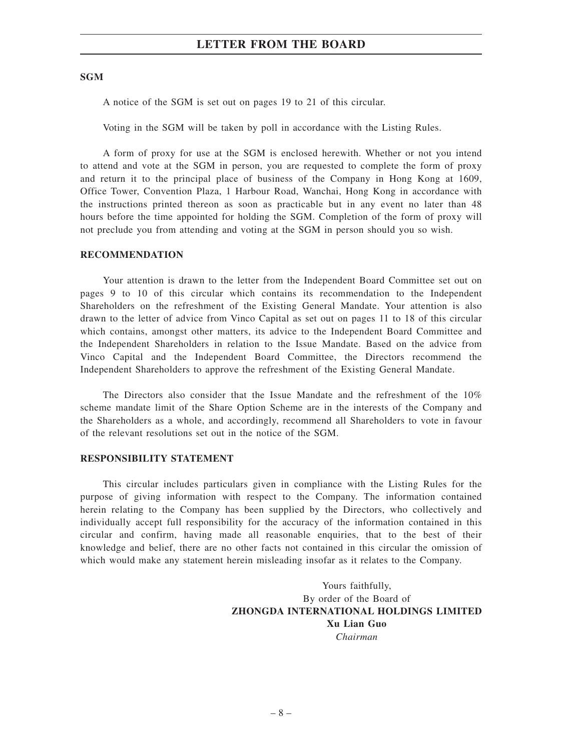## SGM

A notice of the SGM is set out on pages 19 to 21 of this circular.

Voting in the SGM will be taken by poll in accordance with the Listing Rules.

A form of proxy for use at the SGM is enclosed herewith. Whether or not you intend to attend and vote at the SGM in person, you are requested to complete the form of proxy and return it to the principal place of business of the Company in Hong Kong at 1609, Office Tower, Convention Plaza, 1 Harbour Road, Wanchai, Hong Kong in accordance with the instructions printed thereon as soon as practicable but in any event no later than 48 hours before the time appointed for holding the SGM. Completion of the form of proxy will not preclude you from attending and voting at the SGM in person should you so wish.

## RECOMMENDATION

Your attention is drawn to the letter from the Independent Board Committee set out on pages 9 to 10 of this circular which contains its recommendation to the Independent Shareholders on the refreshment of the Existing General Mandate. Your attention is also drawn to the letter of advice from Vinco Capital as set out on pages 11 to 18 of this circular which contains, amongst other matters, its advice to the Independent Board Committee and the Independent Shareholders in relation to the Issue Mandate. Based on the advice from Vinco Capital and the Independent Board Committee, the Directors recommend the Independent Shareholders to approve the refreshment of the Existing General Mandate.

The Directors also consider that the Issue Mandate and the refreshment of the 10% scheme mandate limit of the Share Option Scheme are in the interests of the Company and the Shareholders as a whole, and accordingly, recommend all Shareholders to vote in favour of the relevant resolutions set out in the notice of the SGM.

## RESPONSIBILITY STATEMENT

This circular includes particulars given in compliance with the Listing Rules for the purpose of giving information with respect to the Company. The information contained herein relating to the Company has been supplied by the Directors, who collectively and individually accept full responsibility for the accuracy of the information contained in this circular and confirm, having made all reasonable enquiries, that to the best of their knowledge and belief, there are no other facts not contained in this circular the omission of which would make any statement herein misleading insofar as it relates to the Company.

Yours faithfully,
By order of the Board of
**ZHONGDA INTERNATIONAL HOLDINGS LIMITED**
**Xu Lian Guo**
*Chairman*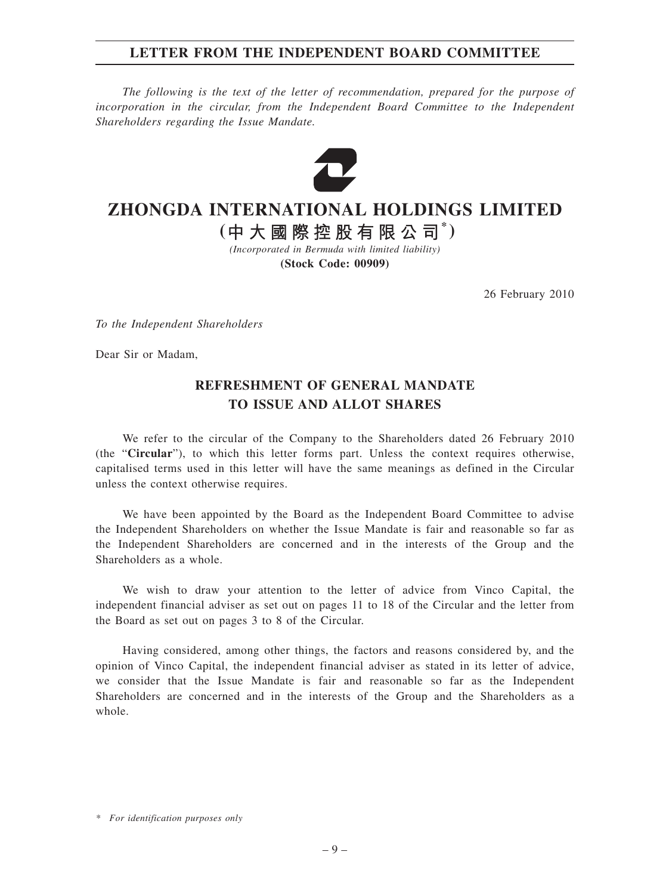# LETTER FROM THE INDEPENDENT BOARD COMMITTEE

*The following is the text of the letter of recommendation, prepared for the purpose of incorporation in the circular, from the Independent Board Committee to the Independent Shareholders regarding the Issue Mandate.*

# ZHONGDA INTERNATIONAL HOLDINGS LIMITED

**(中大國際控股有限公司*)**

*(Incorporated in Bermuda with limited liability)*

**(Stock Code: 00909)**

26 February 2010

*To the Independent Shareholders*

Dear Sir or Madam,

## REFRESHMENT OF GENERAL MANDATE TO ISSUE AND ALLOT SHARES

We refer to the circular of the Company to the Shareholders dated 26 February 2010 (the "**Circular**"), to which this letter forms part. Unless the context requires otherwise, capitalised terms used in this letter will have the same meanings as defined in the Circular unless the context otherwise requires.

We have been appointed by the Board as the Independent Board Committee to advise the Independent Shareholders on whether the Issue Mandate is fair and reasonable so far as the Independent Shareholders are concerned and in the interests of the Group and the Shareholders as a whole.

We wish to draw your attention to the letter of advice from Vinco Capital, the independent financial adviser as set out on pages 11 to 18 of the Circular and the letter from the Board as set out on pages 3 to 8 of the Circular.

Having considered, among other things, the factors and reasons considered by, and the opinion of Vinco Capital, the independent financial adviser as stated in its letter of advice, we consider that the Issue Mandate is fair and reasonable so far as the Independent Shareholders are concerned and in the interests of the Group and the Shareholders as a whole.

\* *For identification purposes only*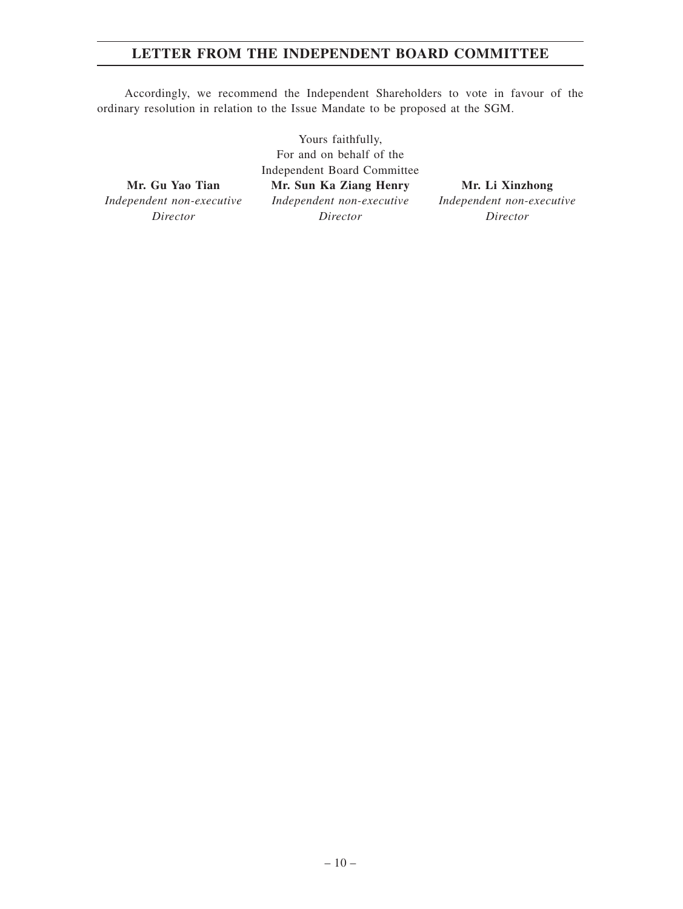Accordingly, we recommend the Independent Shareholders to vote in favour of the ordinary resolution in relation to the Issue Mandate to be proposed at the SGM.

Yours faithfully,
For and on behalf of the
Independent Board Committee

**Mr. Gu Yao Tian**
*Independent non-executive Director*

**Mr. Sun Ka Ziang Henry**
*Independent non-executive Director*

**Mr. Li Xinzhong**
*Independent non-executive Director*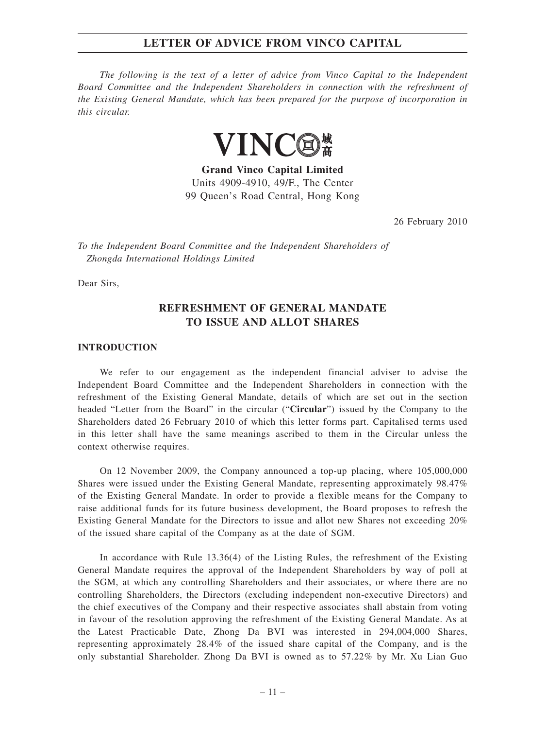*The following is the text of a letter of advice from Vinco Capital to the Independent Board Committee and the Independent Shareholders in connection with the refreshment of the Existing General Mandate, which has been prepared for the purpose of incorporation in this circular.*

**Grand Vinco Capital Limited**
Units 4909-4910, 49/F., The Center
99 Queen's Road Central, Hong Kong

26 February 2010

*To the Independent Board Committee and the Independent Shareholders of Zhongda International Holdings Limited*

Dear Sirs,

## REFRESHMENT OF GENERAL MANDATE TO ISSUE AND ALLOT SHARES

### INTRODUCTION

We refer to our engagement as the independent financial adviser to advise the Independent Board Committee and the Independent Shareholders in connection with the refreshment of the Existing General Mandate, details of which are set out in the section headed "Letter from the Board" in the circular ("**Circular**") issued by the Company to the Shareholders dated 26 February 2010 of which this letter forms part. Capitalised terms used in this letter shall have the same meanings ascribed to them in the Circular unless the context otherwise requires.

On 12 November 2009, the Company announced a top-up placing, where 105,000,000 Shares were issued under the Existing General Mandate, representing approximately 98.47% of the Existing General Mandate. In order to provide a flexible means for the Company to raise additional funds for its future business development, the Board proposes to refresh the Existing General Mandate for the Directors to issue and allot new Shares not exceeding 20% of the issued share capital of the Company as at the date of SGM.

In accordance with Rule 13.36(4) of the Listing Rules, the refreshment of the Existing General Mandate requires the approval of the Independent Shareholders by way of poll at the SGM, at which any controlling Shareholders and their associates, or where there are no controlling Shareholders, the Directors (excluding independent non-executive Directors) and the chief executives of the Company and their respective associates shall abstain from voting in favour of the resolution approving the refreshment of the Existing General Mandate. As at the Latest Practicable Date, Zhong Da BVI was interested in 294,004,000 Shares, representing approximately 28.4% of the issued share capital of the Company, and is the only substantial Shareholder. Zhong Da BVI is owned as to 57.22% by Mr. Xu Lian Guo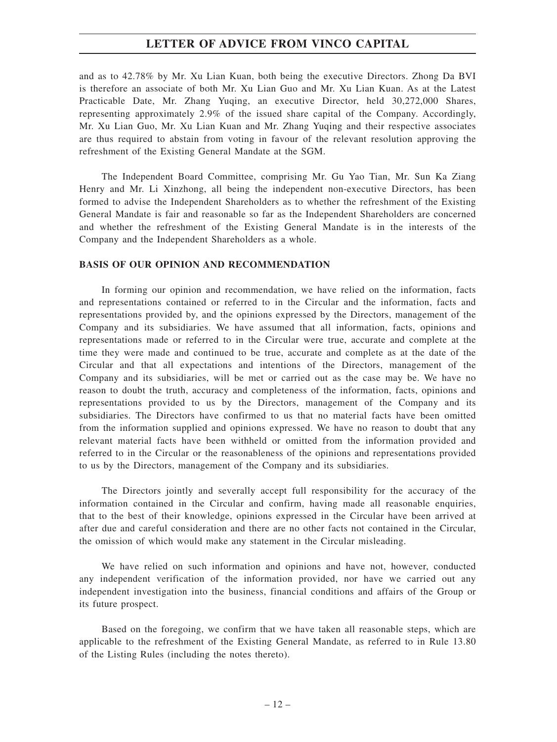and as to 42.78% by Mr. Xu Lian Kuan, both being the executive Directors. Zhong Da BVI is therefore an associate of both Mr. Xu Lian Guo and Mr. Xu Lian Kuan. As at the Latest Practicable Date, Mr. Zhang Yuqing, an executive Director, held 30,272,000 Shares, representing approximately 2.9% of the issued share capital of the Company. Accordingly, Mr. Xu Lian Guo, Mr. Xu Lian Kuan and Mr. Zhang Yuqing and their respective associates are thus required to abstain from voting in favour of the relevant resolution approving the refreshment of the Existing General Mandate at the SGM.

The Independent Board Committee, comprising Mr. Gu Yao Tian, Mr. Sun Ka Ziang Henry and Mr. Li Xinzhong, all being the independent non-executive Directors, has been formed to advise the Independent Shareholders as to whether the refreshment of the Existing General Mandate is fair and reasonable so far as the Independent Shareholders are concerned and whether the refreshment of the Existing General Mandate is in the interests of the Company and the Independent Shareholders as a whole.

## BASIS OF OUR OPINION AND RECOMMENDATION

In forming our opinion and recommendation, we have relied on the information, facts and representations contained or referred to in the Circular and the information, facts and representations provided by, and the opinions expressed by the Directors, management of the Company and its subsidiaries. We have assumed that all information, facts, opinions and representations made or referred to in the Circular were true, accurate and complete at the time they were made and continued to be true, accurate and complete as at the date of the Circular and that all expectations and intentions of the Directors, management of the Company and its subsidiaries, will be met or carried out as the case may be. We have no reason to doubt the truth, accuracy and completeness of the information, facts, opinions and representations provided to us by the Directors, management of the Company and its subsidiaries. The Directors have confirmed to us that no material facts have been omitted from the information supplied and opinions expressed. We have no reason to doubt that any relevant material facts have been withheld or omitted from the information provided and referred to in the Circular or the reasonableness of the opinions and representations provided to us by the Directors, management of the Company and its subsidiaries.

The Directors jointly and severally accept full responsibility for the accuracy of the information contained in the Circular and confirm, having made all reasonable enquiries, that to the best of their knowledge, opinions expressed in the Circular have been arrived at after due and careful consideration and there are no other facts not contained in the Circular, the omission of which would make any statement in the Circular misleading.

We have relied on such information and opinions and have not, however, conducted any independent verification of the information provided, nor have we carried out any independent investigation into the business, financial conditions and affairs of the Group or its future prospect.

Based on the foregoing, we confirm that we have taken all reasonable steps, which are applicable to the refreshment of the Existing General Mandate, as referred to in Rule 13.80 of the Listing Rules (including the notes thereto).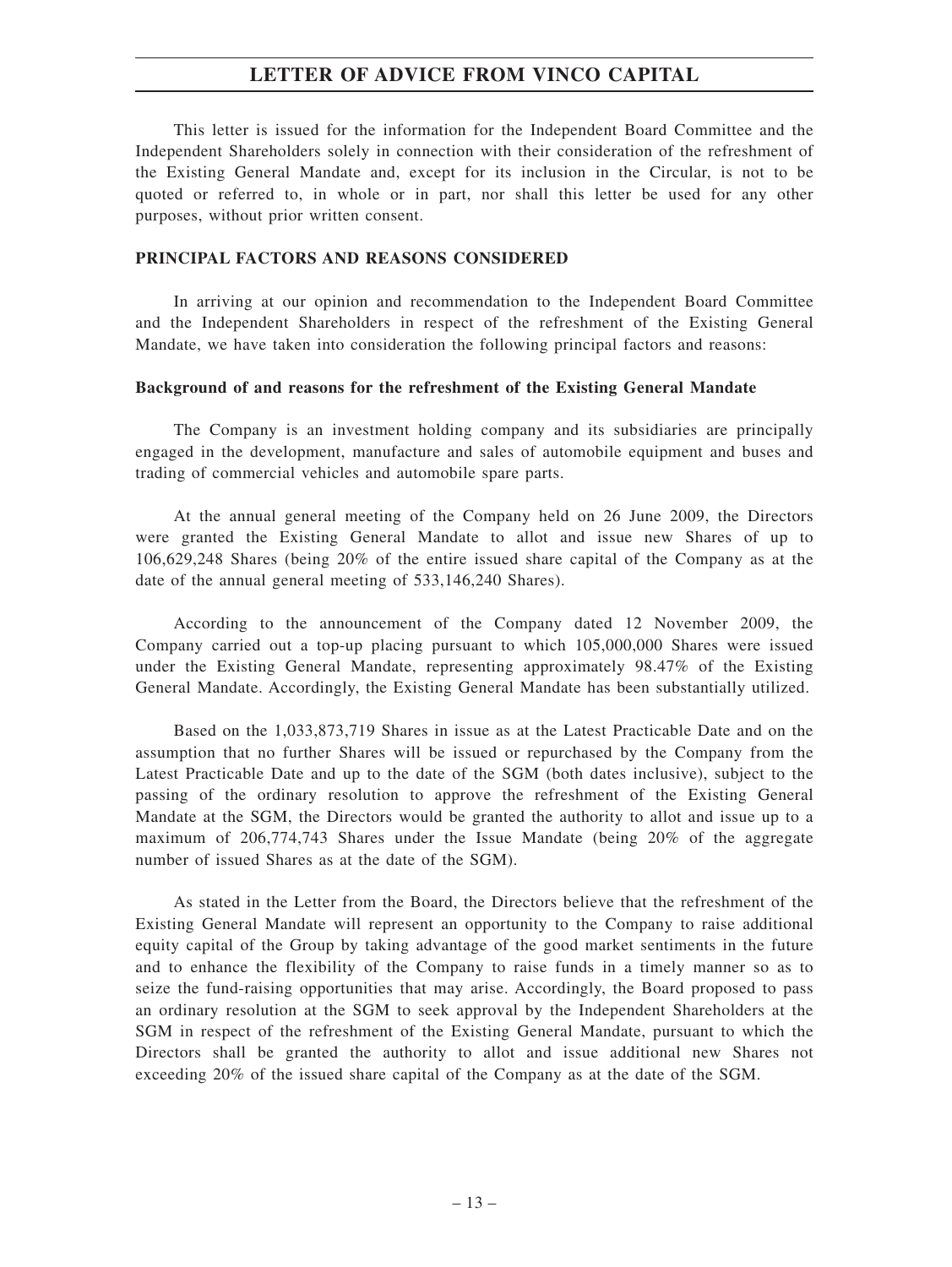This letter is issued for the information for the Independent Board Committee and the Independent Shareholders solely in connection with their consideration of the refreshment of the Existing General Mandate and, except for its inclusion in the Circular, is not to be quoted or referred to, in whole or in part, nor shall this letter be used for any other purposes, without prior written consent.

## PRINCIPAL FACTORS AND REASONS CONSIDERED

In arriving at our opinion and recommendation to the Independent Board Committee and the Independent Shareholders in respect of the refreshment of the Existing General Mandate, we have taken into consideration the following principal factors and reasons:

### Background of and reasons for the refreshment of the Existing General Mandate

The Company is an investment holding company and its subsidiaries are principally engaged in the development, manufacture and sales of automobile equipment and buses and trading of commercial vehicles and automobile spare parts.

At the annual general meeting of the Company held on 26 June 2009, the Directors were granted the Existing General Mandate to allot and issue new Shares of up to 106,629,248 Shares (being 20% of the entire issued share capital of the Company as at the date of the annual general meeting of 533,146,240 Shares).

According to the announcement of the Company dated 12 November 2009, the Company carried out a top-up placing pursuant to which 105,000,000 Shares were issued under the Existing General Mandate, representing approximately 98.47% of the Existing General Mandate. Accordingly, the Existing General Mandate has been substantially utilized.

Based on the 1,033,873,719 Shares in issue as at the Latest Practicable Date and on the assumption that no further Shares will be issued or repurchased by the Company from the Latest Practicable Date and up to the date of the SGM (both dates inclusive), subject to the passing of the ordinary resolution to approve the refreshment of the Existing General Mandate at the SGM, the Directors would be granted the authority to allot and issue up to a maximum of 206,774,743 Shares under the Issue Mandate (being 20% of the aggregate number of issued Shares as at the date of the SGM).

As stated in the Letter from the Board, the Directors believe that the refreshment of the Existing General Mandate will represent an opportunity to the Company to raise additional equity capital of the Group by taking advantage of the good market sentiments in the future and to enhance the flexibility of the Company to raise funds in a timely manner so as to seize the fund-raising opportunities that may arise. Accordingly, the Board proposed to pass an ordinary resolution at the SGM to seek approval by the Independent Shareholders at the SGM in respect of the refreshment of the Existing General Mandate, pursuant to which the Directors shall be granted the authority to allot and issue additional new Shares not exceeding 20% of the issued share capital of the Company as at the date of the SGM.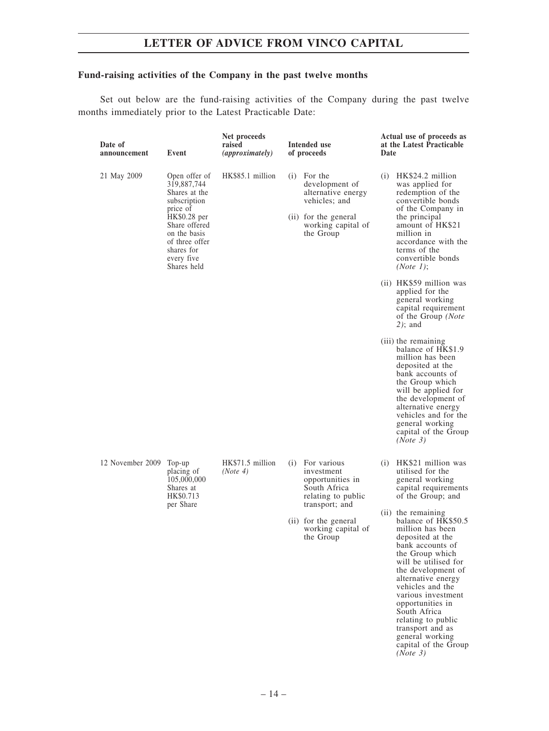## Fund-raising activities of the Company in the past twelve months

Set out below are the fund-raising activities of the Company during the past twelve months immediately prior to the Latest Practicable Date:

| Date of announcement | Event | Net proceeds raised *(approximately)* | Intended use of proceeds | Actual use of proceeds as at the Latest Practicable Date |
|---|---|---|---|---|
| 21 May 2009 | Open offer of 319,887,744 Shares at the subscription price of HK$0.28 per Share offered on the basis of three offer shares for every five Shares held | HK$85.1 million | (i) For the development of alternative energy vehicles; and<br>(ii) for the general working capital of the Group | (i) HK$24.2 million was applied for redemption of the convertible bonds of the Company in the principal amount of HK$21 million in accordance with the terms of the convertible bonds *(Note 1)*;<br>(ii) HK$59 million was applied for the general working capital requirement of the Group *(Note 2)*; and<br>(iii) the remaining balance of HK$1.9 million has been deposited at the bank accounts of the Group which will be applied for the development of alternative energy vehicles and for the general working capital of the Group *(Note 3)* |
| 12 November 2009 | Top-up placing of 105,000,000 Shares at HK$0.713 per Share | HK$71.5 million *(Note 4)* | (i) For various investment opportunities in South Africa relating to public transport; and<br>(ii) for the general working capital of the Group | (i) HK$21 million was utilised for the general working capital requirements of the Group; and<br>(ii) the remaining balance of HK$50.5 million has been deposited at the bank accounts of the Group which will be utilised for the development of alternative energy vehicles and the various investment opportunities in South Africa relating to public transport and as general working capital of the Group *(Note 3)* |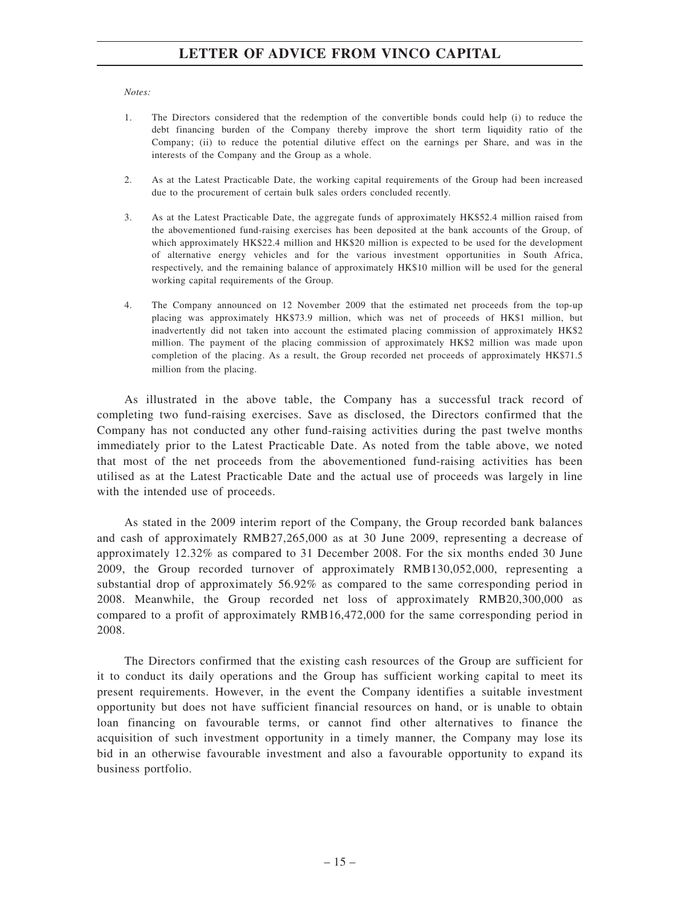*Notes:*

1. The Directors considered that the redemption of the convertible bonds could help (i) to reduce the debt financing burden of the Company thereby improve the short term liquidity ratio of the Company; (ii) to reduce the potential dilutive effect on the earnings per Share, and was in the interests of the Company and the Group as a whole.

2. As at the Latest Practicable Date, the working capital requirements of the Group had been increased due to the procurement of certain bulk sales orders concluded recently.

3. As at the Latest Practicable Date, the aggregate funds of approximately HK$52.4 million raised from the abovementioned fund-raising exercises has been deposited at the bank accounts of the Group, of which approximately HK$22.4 million and HK$20 million is expected to be used for the development of alternative energy vehicles and for the various investment opportunities in South Africa, respectively, and the remaining balance of approximately HK$10 million will be used for the general working capital requirements of the Group.

4. The Company announced on 12 November 2009 that the estimated net proceeds from the top-up placing was approximately HK$73.9 million, which was net of proceeds of HK$1 million, but inadvertently did not taken into account the estimated placing commission of approximately HK$2 million. The payment of the placing commission of approximately HK$2 million was made upon completion of the placing. As a result, the Group recorded net proceeds of approximately HK$71.5 million from the placing.

As illustrated in the above table, the Company has a successful track record of completing two fund-raising exercises. Save as disclosed, the Directors confirmed that the Company has not conducted any other fund-raising activities during the past twelve months immediately prior to the Latest Practicable Date. As noted from the table above, we noted that most of the net proceeds from the abovementioned fund-raising activities has been utilised as at the Latest Practicable Date and the actual use of proceeds was largely in line with the intended use of proceeds.

As stated in the 2009 interim report of the Company, the Group recorded bank balances and cash of approximately RMB27,265,000 as at 30 June 2009, representing a decrease of approximately 12.32% as compared to 31 December 2008. For the six months ended 30 June 2009, the Group recorded turnover of approximately RMB130,052,000, representing a substantial drop of approximately 56.92% as compared to the same corresponding period in 2008. Meanwhile, the Group recorded net loss of approximately RMB20,300,000 as compared to a profit of approximately RMB16,472,000 for the same corresponding period in 2008.

The Directors confirmed that the existing cash resources of the Group are sufficient for it to conduct its daily operations and the Group has sufficient working capital to meet its present requirements. However, in the event the Company identifies a suitable investment opportunity but does not have sufficient financial resources on hand, or is unable to obtain loan financing on favourable terms, or cannot find other alternatives to finance the acquisition of such investment opportunity in a timely manner, the Company may lose its bid in an otherwise favourable investment and also a favourable opportunity to expand its business portfolio.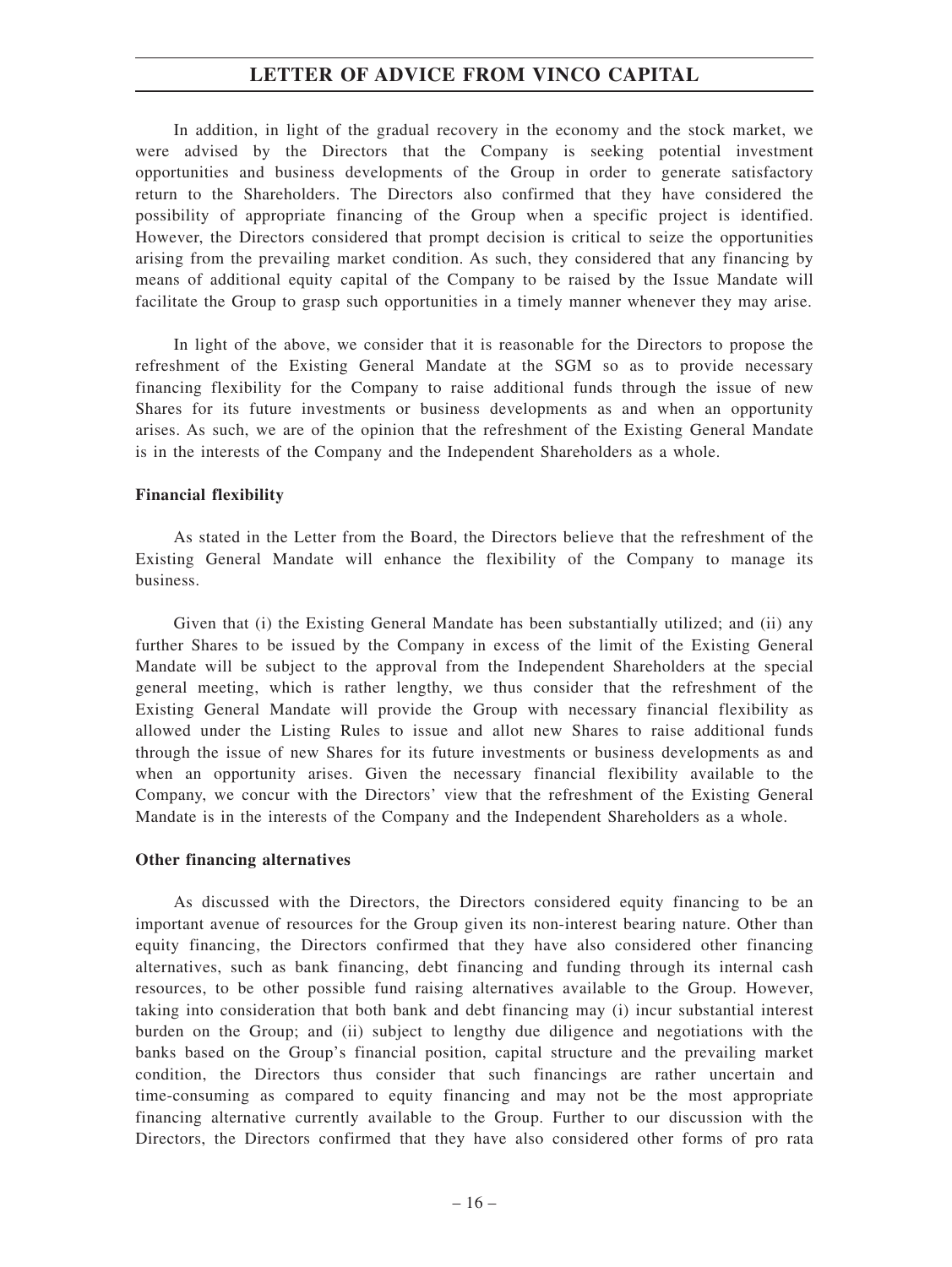In addition, in light of the gradual recovery in the economy and the stock market, we were advised by the Directors that the Company is seeking potential investment opportunities and business developments of the Group in order to generate satisfactory return to the Shareholders. The Directors also confirmed that they have considered the possibility of appropriate financing of the Group when a specific project is identified. However, the Directors considered that prompt decision is critical to seize the opportunities arising from the prevailing market condition. As such, they considered that any financing by means of additional equity capital of the Company to be raised by the Issue Mandate will facilitate the Group to grasp such opportunities in a timely manner whenever they may arise.

In light of the above, we consider that it is reasonable for the Directors to propose the refreshment of the Existing General Mandate at the SGM so as to provide necessary financing flexibility for the Company to raise additional funds through the issue of new Shares for its future investments or business developments as and when an opportunity arises. As such, we are of the opinion that the refreshment of the Existing General Mandate is in the interests of the Company and the Independent Shareholders as a whole.

**Financial flexibility**

As stated in the Letter from the Board, the Directors believe that the refreshment of the Existing General Mandate will enhance the flexibility of the Company to manage its business.

Given that (i) the Existing General Mandate has been substantially utilized; and (ii) any further Shares to be issued by the Company in excess of the limit of the Existing General Mandate will be subject to the approval from the Independent Shareholders at the special general meeting, which is rather lengthy, we thus consider that the refreshment of the Existing General Mandate will provide the Group with necessary financial flexibility as allowed under the Listing Rules to issue and allot new Shares to raise additional funds through the issue of new Shares for its future investments or business developments as and when an opportunity arises. Given the necessary financial flexibility available to the Company, we concur with the Directors' view that the refreshment of the Existing General Mandate is in the interests of the Company and the Independent Shareholders as a whole.

**Other financing alternatives**

As discussed with the Directors, the Directors considered equity financing to be an important avenue of resources for the Group given its non-interest bearing nature. Other than equity financing, the Directors confirmed that they have also considered other financing alternatives, such as bank financing, debt financing and funding through its internal cash resources, to be other possible fund raising alternatives available to the Group. However, taking into consideration that both bank and debt financing may (i) incur substantial interest burden on the Group; and (ii) subject to lengthy due diligence and negotiations with the banks based on the Group's financial position, capital structure and the prevailing market condition, the Directors thus consider that such financings are rather uncertain and time-consuming as compared to equity financing and may not be the most appropriate financing alternative currently available to the Group. Further to our discussion with the Directors, the Directors confirmed that they have also considered other forms of pro rata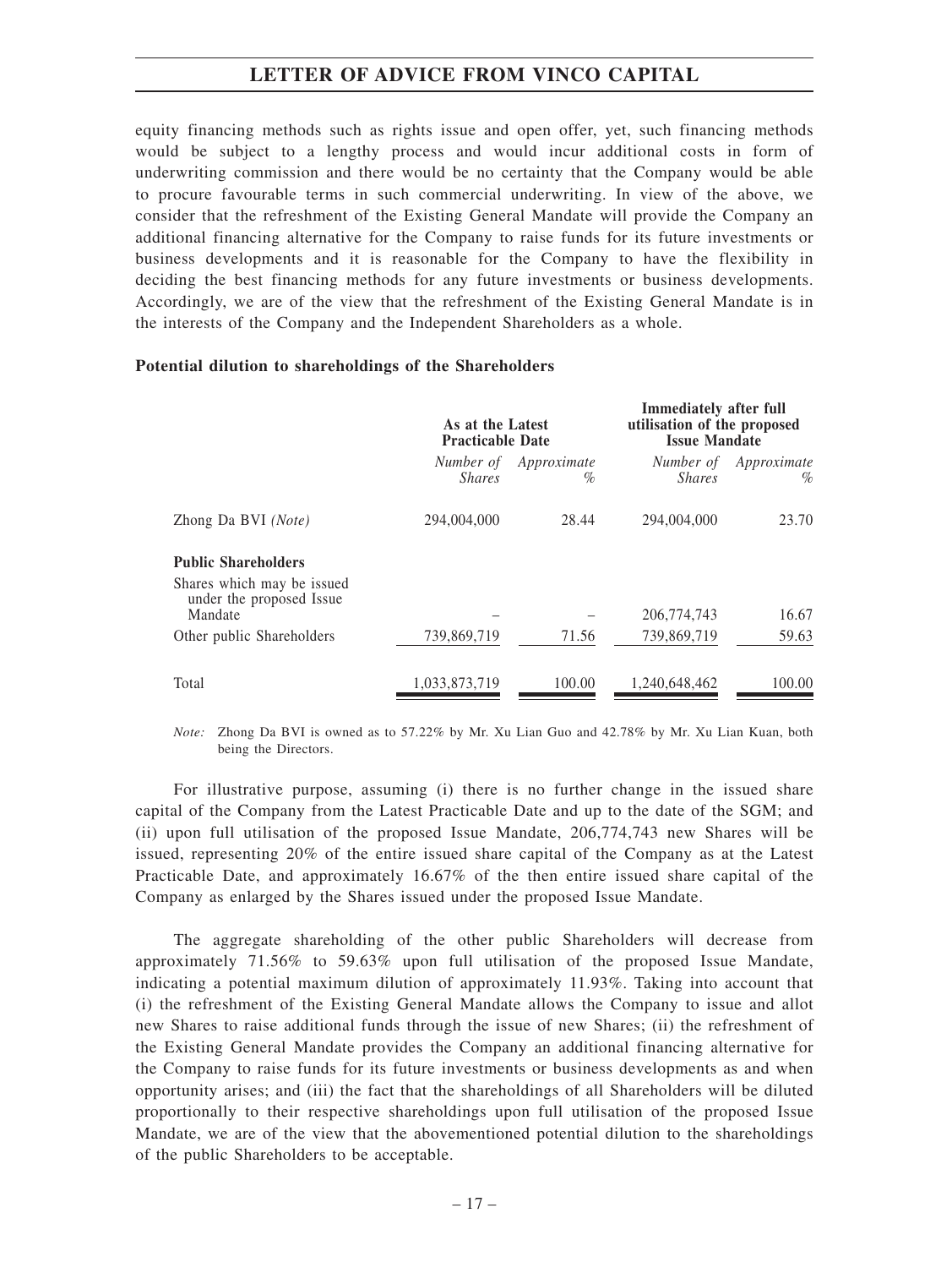equity financing methods such as rights issue and open offer, yet, such financing methods would be subject to a lengthy process and would incur additional costs in form of underwriting commission and there would be no certainty that the Company would be able to procure favourable terms in such commercial underwriting. In view of the above, we consider that the refreshment of the Existing General Mandate will provide the Company an additional financing alternative for the Company to raise funds for its future investments or business developments and it is reasonable for the Company to have the flexibility in deciding the best financing methods for any future investments or business developments. Accordingly, we are of the view that the refreshment of the Existing General Mandate is in the interests of the Company and the Independent Shareholders as a whole.

**Potential dilution to shareholdings of the Shareholders**

| | As at the Latest Practicable Date | | Immediately after full utilisation of the proposed Issue Mandate | |
|---|---|---|---|---|
| | *Number of Shares* | *Approximate %* | *Number of Shares* | *Approximate %* |
| Zhong Da BVI *(Note)* | 294,004,000 | 28.44 | 294,004,000 | 23.70 |
| **Public Shareholders** | | | | |
| Shares which may be issued under the proposed Issue Mandate | – | – | 206,774,743 | 16.67 |
| Other public Shareholders | 739,869,719 | 71.56 | 739,869,719 | 59.63 |
| Total | 1,033,873,719 | 100.00 | 1,240,648,462 | 100.00 |

*Note:* Zhong Da BVI is owned as to 57.22% by Mr. Xu Lian Guo and 42.78% by Mr. Xu Lian Kuan, both being the Directors.

For illustrative purpose, assuming (i) there is no further change in the issued share capital of the Company from the Latest Practicable Date and up to the date of the SGM; and (ii) upon full utilisation of the proposed Issue Mandate, 206,774,743 new Shares will be issued, representing 20% of the entire issued share capital of the Company as at the Latest Practicable Date, and approximately 16.67% of the then entire issued share capital of the Company as enlarged by the Shares issued under the proposed Issue Mandate.

The aggregate shareholding of the other public Shareholders will decrease from approximately 71.56% to 59.63% upon full utilisation of the proposed Issue Mandate, indicating a potential maximum dilution of approximately 11.93%. Taking into account that (i) the refreshment of the Existing General Mandate allows the Company to issue and allot new Shares to raise additional funds through the issue of new Shares; (ii) the refreshment of the Existing General Mandate provides the Company an additional financing alternative for the Company to raise funds for its future investments or business developments as and when opportunity arises; and (iii) the fact that the shareholdings of all Shareholders will be diluted proportionally to their respective shareholdings upon full utilisation of the proposed Issue Mandate, we are of the view that the abovementioned potential dilution to the shareholdings of the public Shareholders to be acceptable.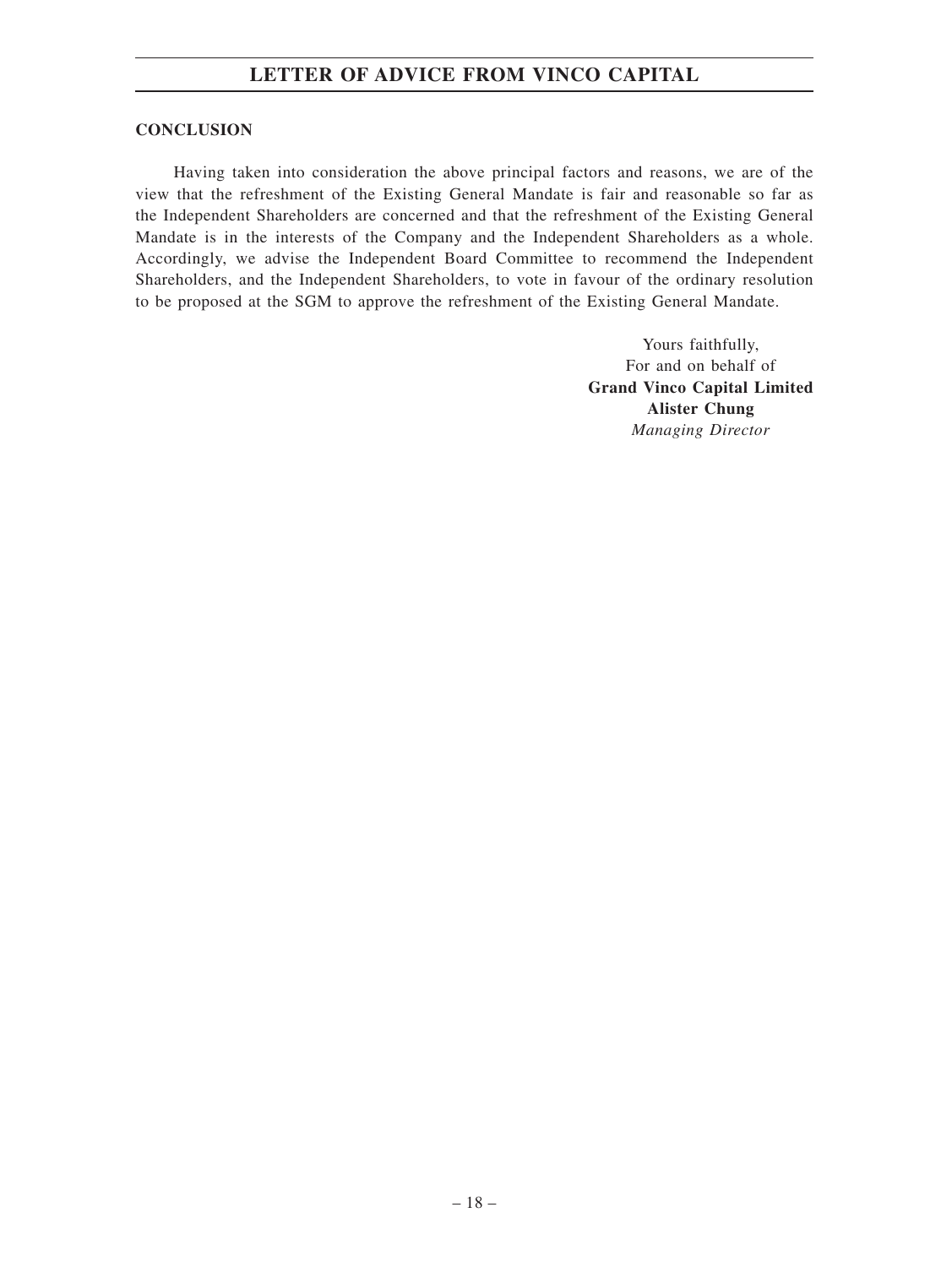**CONCLUSION**

Having taken into consideration the above principal factors and reasons, we are of the view that the refreshment of the Existing General Mandate is fair and reasonable so far as the Independent Shareholders are concerned and that the refreshment of the Existing General Mandate is in the interests of the Company and the Independent Shareholders as a whole. Accordingly, we advise the Independent Board Committee to recommend the Independent Shareholders, and the Independent Shareholders, to vote in favour of the ordinary resolution to be proposed at the SGM to approve the refreshment of the Existing General Mandate.

Yours faithfully,
For and on behalf of
**Grand Vinco Capital Limited**
**Alister Chung**
*Managing Director*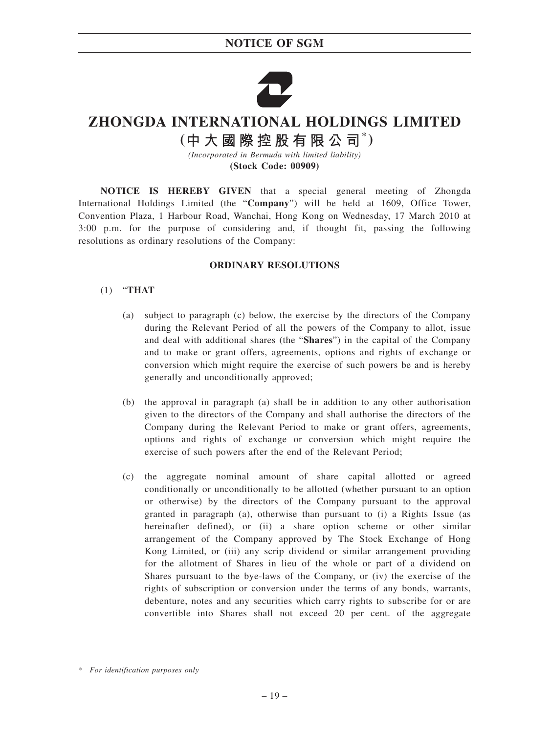# ZHONGDA INTERNATIONAL HOLDINGS LIMITED

## (中大國際控股有限公司*)

*(Incorporated in Bermuda with limited liability)*

**(Stock Code: 00909)**

**NOTICE IS HEREBY GIVEN** that a special general meeting of Zhongda International Holdings Limited (the "**Company**") will be held at 1609, Office Tower, Convention Plaza, 1 Harbour Road, Wanchai, Hong Kong on Wednesday, 17 March 2010 at 3:00 p.m. for the purpose of considering and, if thought fit, passing the following resolutions as ordinary resolutions of the Company:

**ORDINARY RESOLUTIONS**

(1) "**THAT**

(a) subject to paragraph (c) below, the exercise by the directors of the Company during the Relevant Period of all the powers of the Company to allot, issue and deal with additional shares (the "**Shares**") in the capital of the Company and to make or grant offers, agreements, options and rights of exchange or conversion which might require the exercise of such powers be and is hereby generally and unconditionally approved;

(b) the approval in paragraph (a) shall be in addition to any other authorisation given to the directors of the Company and shall authorise the directors of the Company during the Relevant Period to make or grant offers, agreements, options and rights of exchange or conversion which might require the exercise of such powers after the end of the Relevant Period;

(c) the aggregate nominal amount of share capital allotted or agreed conditionally or unconditionally to be allotted (whether pursuant to an option or otherwise) by the directors of the Company pursuant to the approval granted in paragraph (a), otherwise than pursuant to (i) a Rights Issue (as hereinafter defined), or (ii) a share option scheme or other similar arrangement of the Company approved by The Stock Exchange of Hong Kong Limited, or (iii) any scrip dividend or similar arrangement providing for the allotment of Shares in lieu of the whole or part of a dividend on Shares pursuant to the bye-laws of the Company, or (iv) the exercise of the rights of subscription or conversion under the terms of any bonds, warrants, debenture, notes and any securities which carry rights to subscribe for or are convertible into Shares shall not exceed 20 per cent. of the aggregate

\* *For identification purposes only*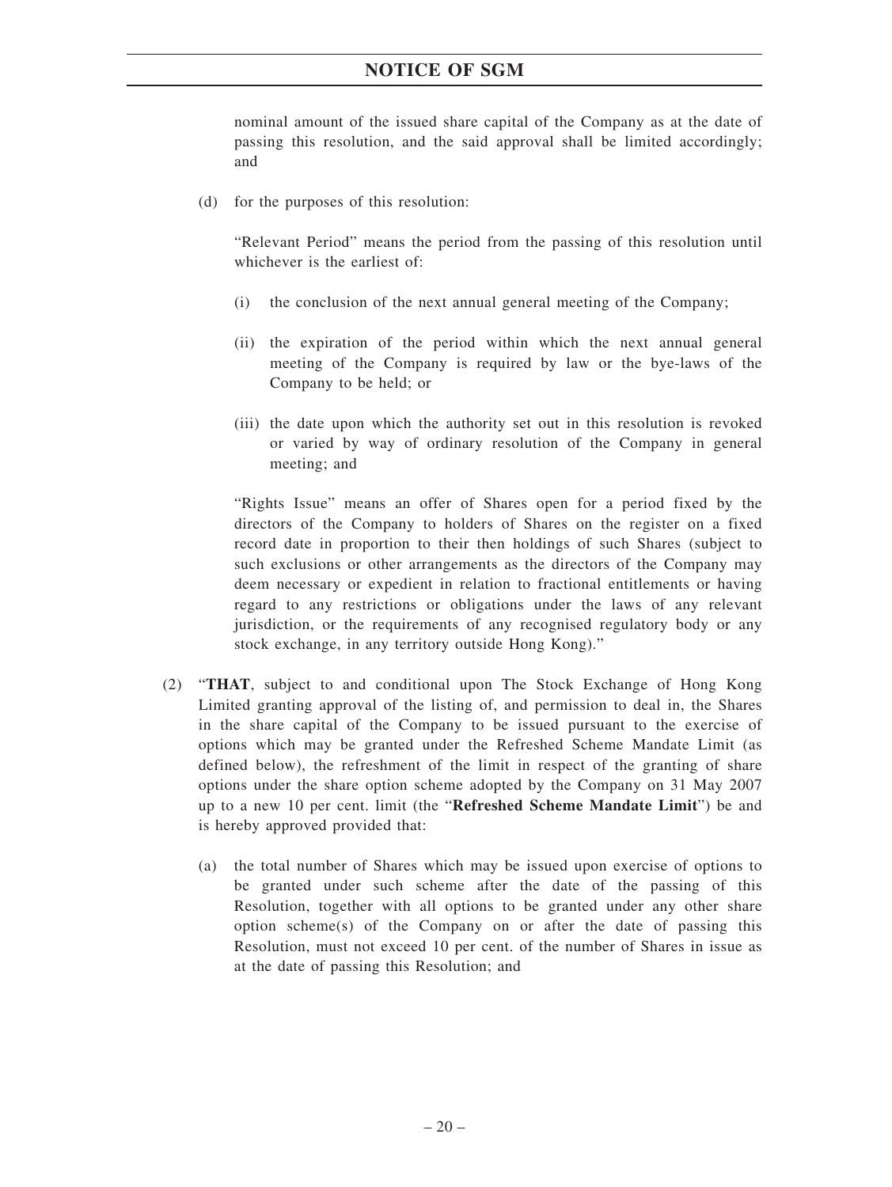nominal amount of the issued share capital of the Company as at the date of passing this resolution, and the said approval shall be limited accordingly; and

(d) for the purposes of this resolution:

"Relevant Period" means the period from the passing of this resolution until whichever is the earliest of:

(i) the conclusion of the next annual general meeting of the Company;

(ii) the expiration of the period within which the next annual general meeting of the Company is required by law or the bye-laws of the Company to be held; or

(iii) the date upon which the authority set out in this resolution is revoked or varied by way of ordinary resolution of the Company in general meeting; and

"Rights Issue" means an offer of Shares open for a period fixed by the directors of the Company to holders of Shares on the register on a fixed record date in proportion to their then holdings of such Shares (subject to such exclusions or other arrangements as the directors of the Company may deem necessary or expedient in relation to fractional entitlements or having regard to any restrictions or obligations under the laws of any relevant jurisdiction, or the requirements of any recognised regulatory body or any stock exchange, in any territory outside Hong Kong)."

(2) "**THAT**, subject to and conditional upon The Stock Exchange of Hong Kong Limited granting approval of the listing of, and permission to deal in, the Shares in the share capital of the Company to be issued pursuant to the exercise of options which may be granted under the Refreshed Scheme Mandate Limit (as defined below), the refreshment of the limit in respect of the granting of share options under the share option scheme adopted by the Company on 31 May 2007 up to a new 10 per cent. limit (the "**Refreshed Scheme Mandate Limit**") be and is hereby approved provided that:

(a) the total number of Shares which may be issued upon exercise of options to be granted under such scheme after the date of the passing of this Resolution, together with all options to be granted under any other share option scheme(s) of the Company on or after the date of passing this Resolution, must not exceed 10 per cent. of the number of Shares in issue as at the date of passing this Resolution; and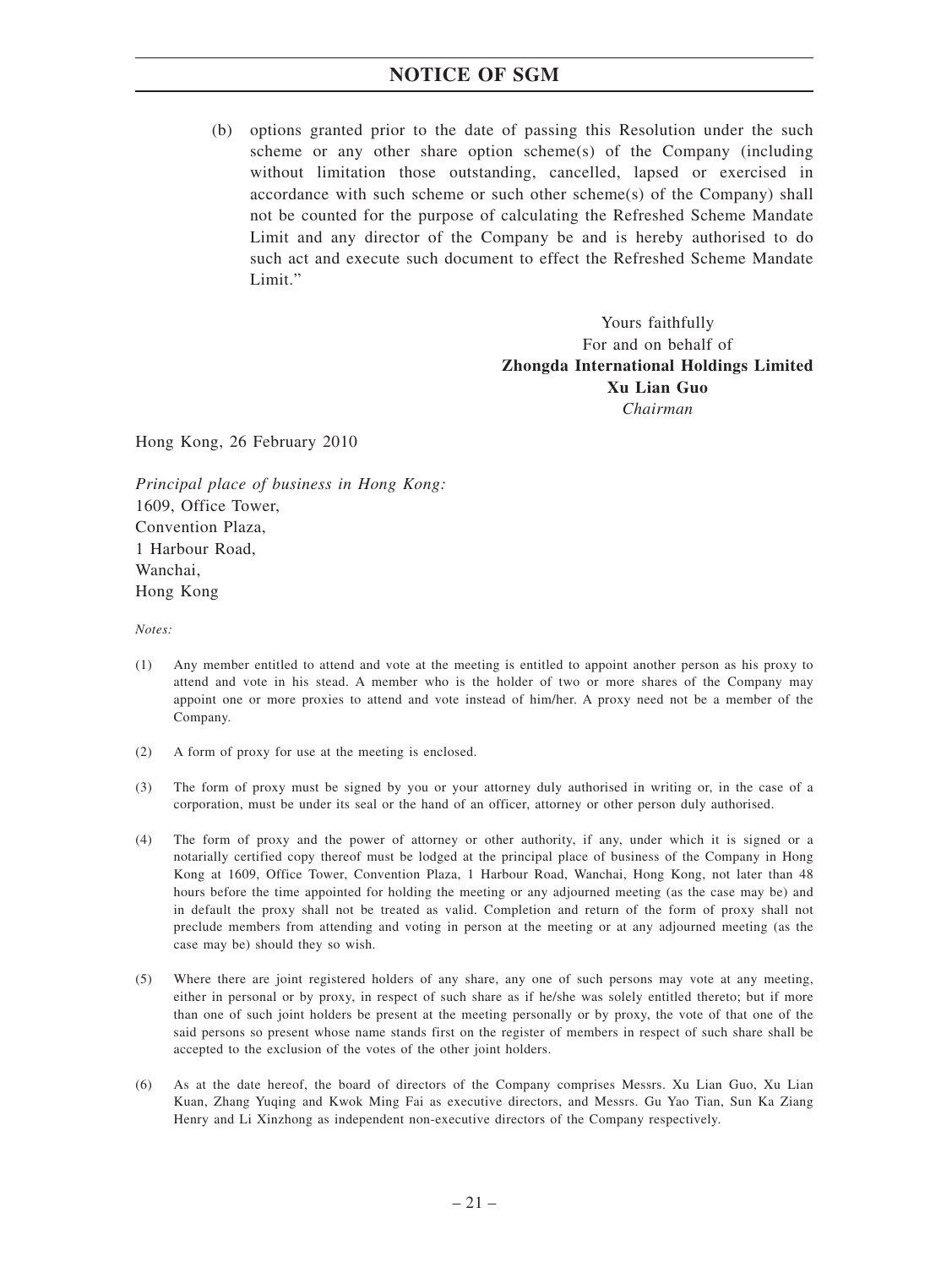(b) options granted prior to the date of passing this Resolution under the such scheme or any other share option scheme(s) of the Company (including without limitation those outstanding, cancelled, lapsed or exercised in accordance with such scheme or such other scheme(s) of the Company) shall not be counted for the purpose of calculating the Refreshed Scheme Mandate Limit and any director of the Company be and is hereby authorised to do such act and execute such document to effect the Refreshed Scheme Mandate Limit."

Yours faithfully
For and on behalf of
**Zhongda International Holdings Limited**
**Xu Lian Guo**
*Chairman*

Hong Kong, 26 February 2010

*Principal place of business in Hong Kong:*
1609, Office Tower,
Convention Plaza,
1 Harbour Road,
Wanchai,
Hong Kong

*Notes:*

(1) Any member entitled to attend and vote at the meeting is entitled to appoint another person as his proxy to attend and vote in his stead. A member who is the holder of two or more shares of the Company may appoint one or more proxies to attend and vote instead of him/her. A proxy need not be a member of the Company.

(2) A form of proxy for use at the meeting is enclosed.

(3) The form of proxy must be signed by you or your attorney duly authorised in writing or, in the case of a corporation, must be under its seal or the hand of an officer, attorney or other person duly authorised.

(4) The form of proxy and the power of attorney or other authority, if any, under which it is signed or a notarially certified copy thereof must be lodged at the principal place of business of the Company in Hong Kong at 1609, Office Tower, Convention Plaza, 1 Harbour Road, Wanchai, Hong Kong, not later than 48 hours before the time appointed for holding the meeting or any adjourned meeting (as the case may be) and in default the proxy shall not be treated as valid. Completion and return of the form of proxy shall not preclude members from attending and voting in person at the meeting or at any adjourned meeting (as the case may be) should they so wish.

(5) Where there are joint registered holders of any share, any one of such persons may vote at any meeting, either in personal or by proxy, in respect of such share as if he/she was solely entitled thereto; but if more than one of such joint holders be present at the meeting personally or by proxy, the vote of that one of the said persons so present whose name stands first on the register of members in respect of such share shall be accepted to the exclusion of the votes of the other joint holders.

(6) As at the date hereof, the board of directors of the Company comprises Messrs. Xu Lian Guo, Xu Lian Kuan, Zhang Yuqing and Kwok Ming Fai as executive directors, and Messrs. Gu Yao Tian, Sun Ka Ziang Henry and Li Xinzhong as independent non-executive directors of the Company respectively.